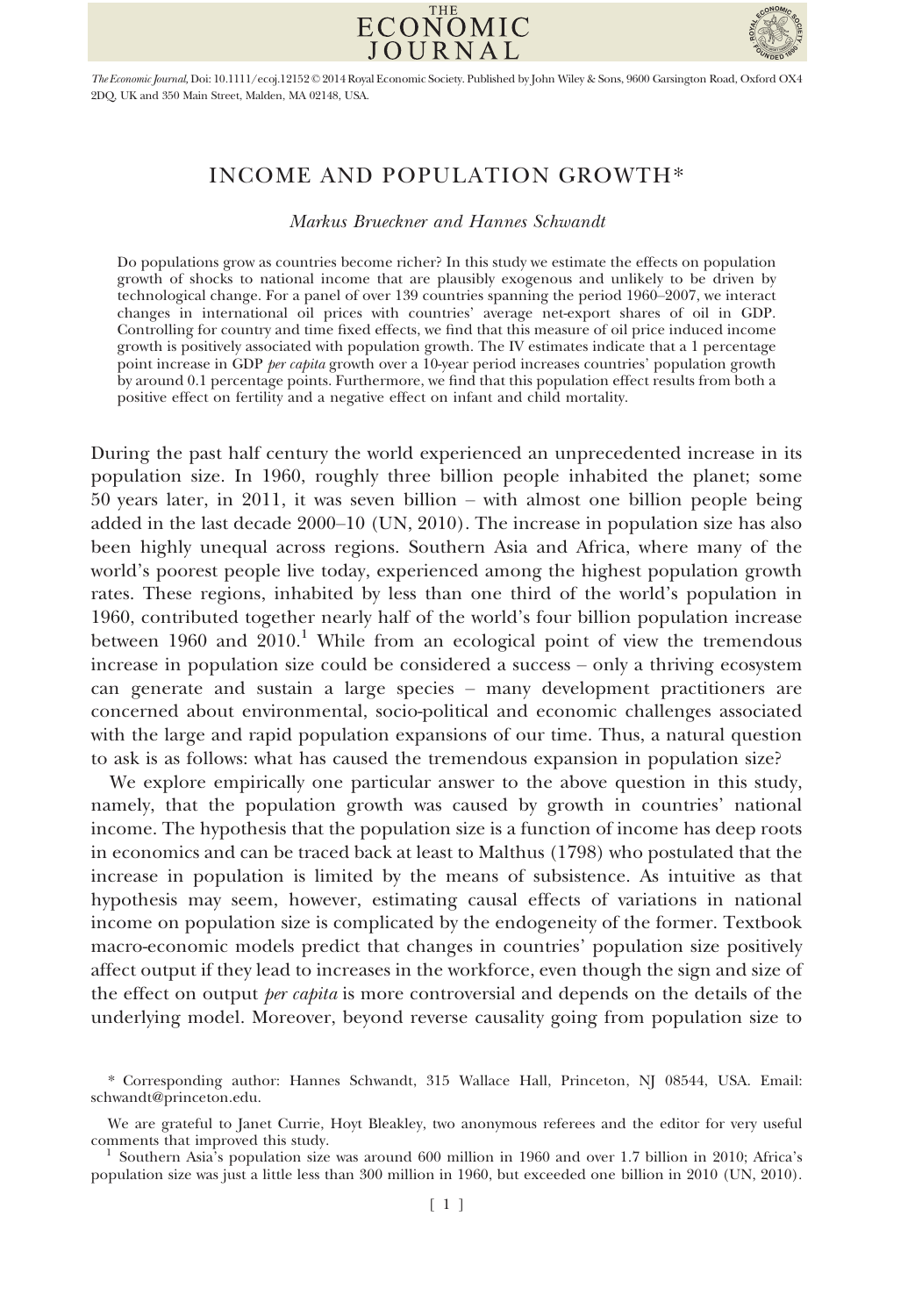# INCOME AND POPULATION GROWTH*

*Markus Brueckner and Hannes Schwandt*

Do populations grow as countries become richer? In this study we estimate the effects on population growth of shocks to national income that are plausibly exogenous and unlikely to be driven by technological change. For a panel of over 139 countries spanning the period 1960–2007, we interact changes in international oil prices with countries' average net-export shares of oil in GDP. Controlling for country and time fixed effects, we find that this measure of oil price induced income growth is positively associated with population growth. The IV estimates indicate that a 1 percentage point increase in GDP *per capita* growth over a 10-year period increases countries' population growth by around 0.1 percentage points. Furthermore, we find that this population effect results from both a positive effect on fertility and a negative effect on infant and child mortality.

During the past half century the world experienced an unprecedented increase in its population size. In 1960, roughly three billion people inhabited the planet; some 50 years later, in 2011, it was seven billion – with almost one billion people being added in the last decade 2000–10 (UN, 2010). The increase in population size has also been highly unequal across regions. Southern Asia and Africa, where many of the world's poorest people live today, experienced among the highest population growth rates. These regions, inhabited by less than one third of the world's population in 1960, contributed together nearly half of the world's four billion population increase between 1960 and 2010.[1] While from an ecological point of view the tremendous increase in population size could be considered a success – only a thriving ecosystem can generate and sustain a large species – many development practitioners are concerned about environmental, socio-political and economic challenges associated with the large and rapid population expansions of our time. Thus, a natural question to ask is as follows: what has caused the tremendous expansion in population size?

We explore empirically one particular answer to the above question in this study, namely, that the population growth was caused by growth in countries' national income. The hypothesis that the population size is a function of income has deep roots in economics and can be traced back at least to Malthus (1798) who postulated that the increase in population is limited by the means of subsistence. As intuitive as that hypothesis may seem, however, estimating causal effects of variations in national income on population size is complicated by the endogeneity of the former. Textbook macro-economic models predict that changes in countries' population size positively affect output if they lead to increases in the workforce, even though the sign and size of the effect on output *per capita* is more controversial and depends on the details of the underlying model. Moreover, beyond reverse causality going from population size to

\* Corresponding author: Hannes Schwandt, 315 Wallace Hall, Princeton, NJ 08544, USA. Email: schwandt@princeton.edu.

We are grateful to Janet Currie, Hoyt Bleakley, two anonymous referees and the editor for very useful comments that improved this study.

[1] Southern Asia's population size was around 600 million in 1960 and over 1.7 billion in 2010; Africa's population size was just a little less than 300 million in 1960, but exceeded one billion in 2010 (UN, 2010).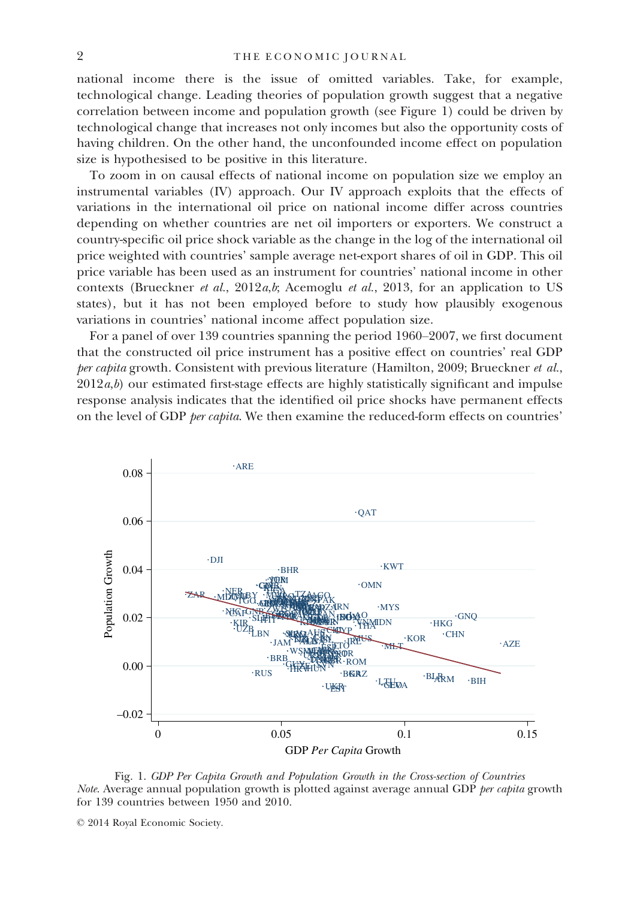national income there is the issue of omitted variables. Take, for example, technological change. Leading theories of population growth suggest that a negative correlation between income and population growth (see Figure 1) could be driven by technological change that increases not only incomes but also the opportunity costs of having children. On the other hand, the unconfounded income effect on population size is hypothesised to be positive in this literature.

To zoom in on causal effects of national income on population size we employ an instrumental variables (IV) approach. Our IV approach exploits that the effects of variations in the international oil price on national income differ across countries depending on whether countries are net oil importers or exporters. We construct a country-specific oil price shock variable as the change in the log of the international oil price weighted with countries' sample average net-export shares of oil in GDP. This oil price variable has been used as an instrument for countries' national income in other contexts (Brueckner *et al.*, 2012*a,b*; Acemoglu *et al.*, 2013, for an application to US states), but it has not been employed before to study how plausibly exogenous variations in countries' national income affect population size.

For a panel of over 139 countries spanning the period 1960–2007, we first document that the constructed oil price instrument has a positive effect on countries' real GDP *per capita* growth. Consistent with previous literature (Hamilton, 2009; Brueckner *et al.*, 2012*a,b*) our estimated first-stage effects are highly statistically significant and impulse response analysis indicates that the identified oil price shocks have permanent effects on the level of GDP *per capita*. We then examine the reduced-form effects on countries'

Fig. 1. *GDP Per Capita Growth and Population Growth in the Cross-section of Countries*
*Note*. Average annual population growth is plotted against average annual GDP *per capita* growth for 139 countries between 1950 and 2010.

© 2014 Royal Economic Society.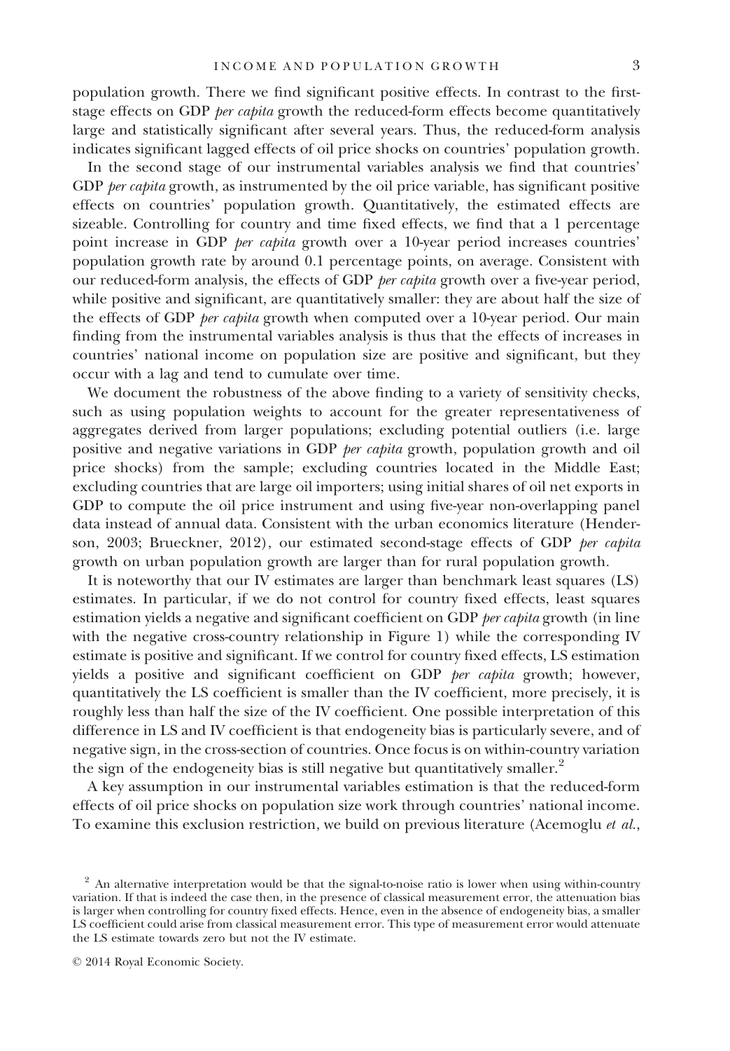population growth. There we find significant positive effects. In contrast to the first-stage effects on GDP *per capita* growth the reduced-form effects become quantitatively large and statistically significant after several years. Thus, the reduced-form analysis indicates significant lagged effects of oil price shocks on countries' population growth.

In the second stage of our instrumental variables analysis we find that countries' GDP *per capita* growth, as instrumented by the oil price variable, has significant positive effects on countries' population growth. Quantitatively, the estimated effects are sizeable. Controlling for country and time fixed effects, we find that a 1 percentage point increase in GDP *per capita* growth over a 10-year period increases countries' population growth rate by around 0.1 percentage points, on average. Consistent with our reduced-form analysis, the effects of GDP *per capita* growth over a five-year period, while positive and significant, are quantitatively smaller: they are about half the size of the effects of GDP *per capita* growth when computed over a 10-year period. Our main finding from the instrumental variables analysis is thus that the effects of increases in countries' national income on population size are positive and significant, but they occur with a lag and tend to cumulate over time.

We document the robustness of the above finding to a variety of sensitivity checks, such as using population weights to account for the greater representativeness of aggregates derived from larger populations; excluding potential outliers (i.e. large positive and negative variations in GDP *per capita* growth, population growth and oil price shocks) from the sample; excluding countries located in the Middle East; excluding countries that are large oil importers; using initial shares of oil net exports in GDP to compute the oil price instrument and using five-year non-overlapping panel data instead of annual data. Consistent with the urban economics literature (Henderson, 2003; Brueckner, 2012), our estimated second-stage effects of GDP *per capita* growth on urban population growth are larger than for rural population growth.

It is noteworthy that our IV estimates are larger than benchmark least squares (LS) estimates. In particular, if we do not control for country fixed effects, least squares estimation yields a negative and significant coefficient on GDP *per capita* growth (in line with the negative cross-country relationship in Figure 1) while the corresponding IV estimate is positive and significant. If we control for country fixed effects, LS estimation yields a positive and significant coefficient on GDP *per capita* growth; however, quantitatively the LS coefficient is smaller than the IV coefficient, more precisely, it is roughly less than half the size of the IV coefficient. One possible interpretation of this difference in LS and IV coefficient is that endogeneity bias is particularly severe, and of negative sign, in the cross-section of countries. Once focus is on within-country variation the sign of the endogeneity bias is still negative but quantitatively smaller.[2]

A key assumption in our instrumental variables estimation is that the reduced-form effects of oil price shocks on population size work through countries' national income. To examine this exclusion restriction, we build on previous literature (Acemoglu *et al.*,

[2] An alternative interpretation would be that the signal-to-noise ratio is lower when using within-country variation. If that is indeed the case then, in the presence of classical measurement error, the attenuation bias is larger when controlling for country fixed effects. Hence, even in the absence of endogeneity bias, a smaller LS coefficient could arise from classical measurement error. This type of measurement error would attenuate the LS estimate towards zero but not the IV estimate.

© 2014 Royal Economic Society.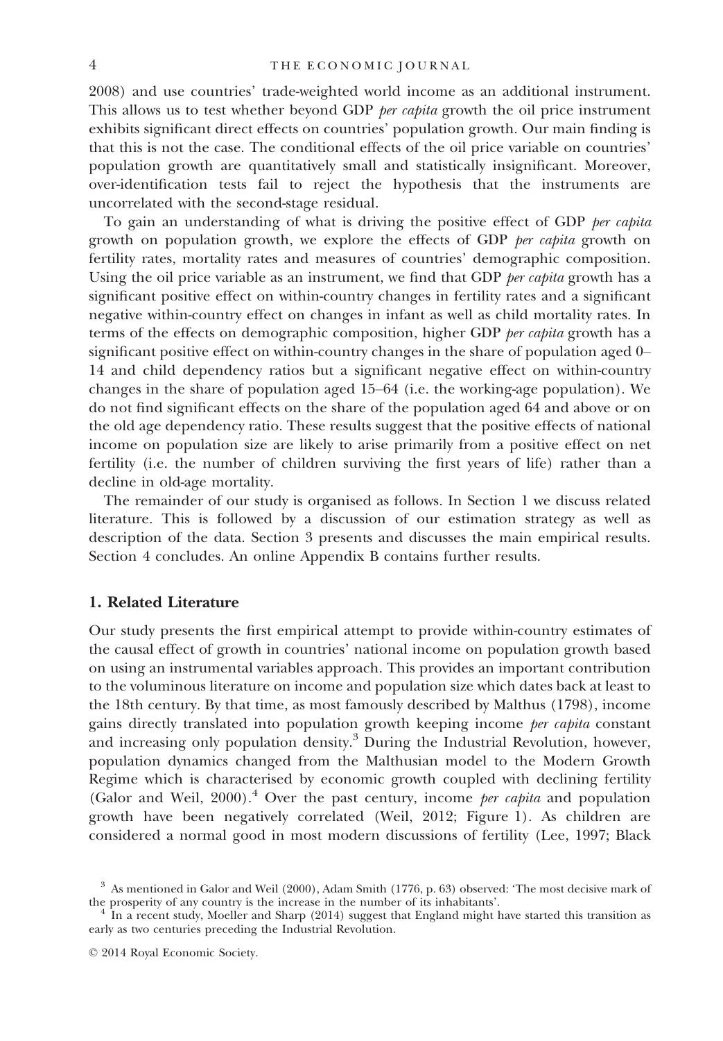2008) and use countries' trade-weighted world income as an additional instrument. This allows us to test whether beyond GDP *per capita* growth the oil price instrument exhibits significant direct effects on countries' population growth. Our main finding is that this is not the case. The conditional effects of the oil price variable on countries' population growth are quantitatively small and statistically insignificant. Moreover, over-identification tests fail to reject the hypothesis that the instruments are uncorrelated with the second-stage residual.

To gain an understanding of what is driving the positive effect of GDP *per capita* growth on population growth, we explore the effects of GDP *per capita* growth on fertility rates, mortality rates and measures of countries' demographic composition. Using the oil price variable as an instrument, we find that GDP *per capita* growth has a significant positive effect on within-country changes in fertility rates and a significant negative within-country effect on changes in infant as well as child mortality rates. In terms of the effects on demographic composition, higher GDP *per capita* growth has a significant positive effect on within-country changes in the share of population aged 0–14 and child dependency ratios but a significant negative effect on within-country changes in the share of population aged 15–64 (i.e. the working-age population). We do not find significant effects on the share of the population aged 64 and above or on the old age dependency ratio. These results suggest that the positive effects of national income on population size are likely to arise primarily from a positive effect on net fertility (i.e. the number of children surviving the first years of life) rather than a decline in old-age mortality.

The remainder of our study is organised as follows. In Section 1 we discuss related literature. This is followed by a discussion of our estimation strategy as well as description of the data. Section 3 presents and discusses the main empirical results. Section 4 concludes. An online Appendix B contains further results.

## 1. Related Literature

Our study presents the first empirical attempt to provide within-country estimates of the causal effect of growth in countries' national income on population growth based on using an instrumental variables approach. This provides an important contribution to the voluminous literature on income and population size which dates back at least to the 18th century. By that time, as most famously described by Malthus (1798), income gains directly translated into population growth keeping income *per capita* constant and increasing only population density.[3] During the Industrial Revolution, however, population dynamics changed from the Malthusian model to the Modern Growth Regime which is characterised by economic growth coupled with declining fertility (Galor and Weil, 2000).[4] Over the past century, income *per capita* and population growth have been negatively correlated (Weil, 2012; Figure 1). As children are considered a normal good in most modern discussions of fertility (Lee, 1997; Black

[3] As mentioned in Galor and Weil (2000), Adam Smith (1776, p. 63) observed: 'The most decisive mark of the prosperity of any country is the increase in the number of its inhabitants'.

[4] In a recent study, Moeller and Sharp (2014) suggest that England might have started this transition as early as two centuries preceding the Industrial Revolution.

© 2014 Royal Economic Society.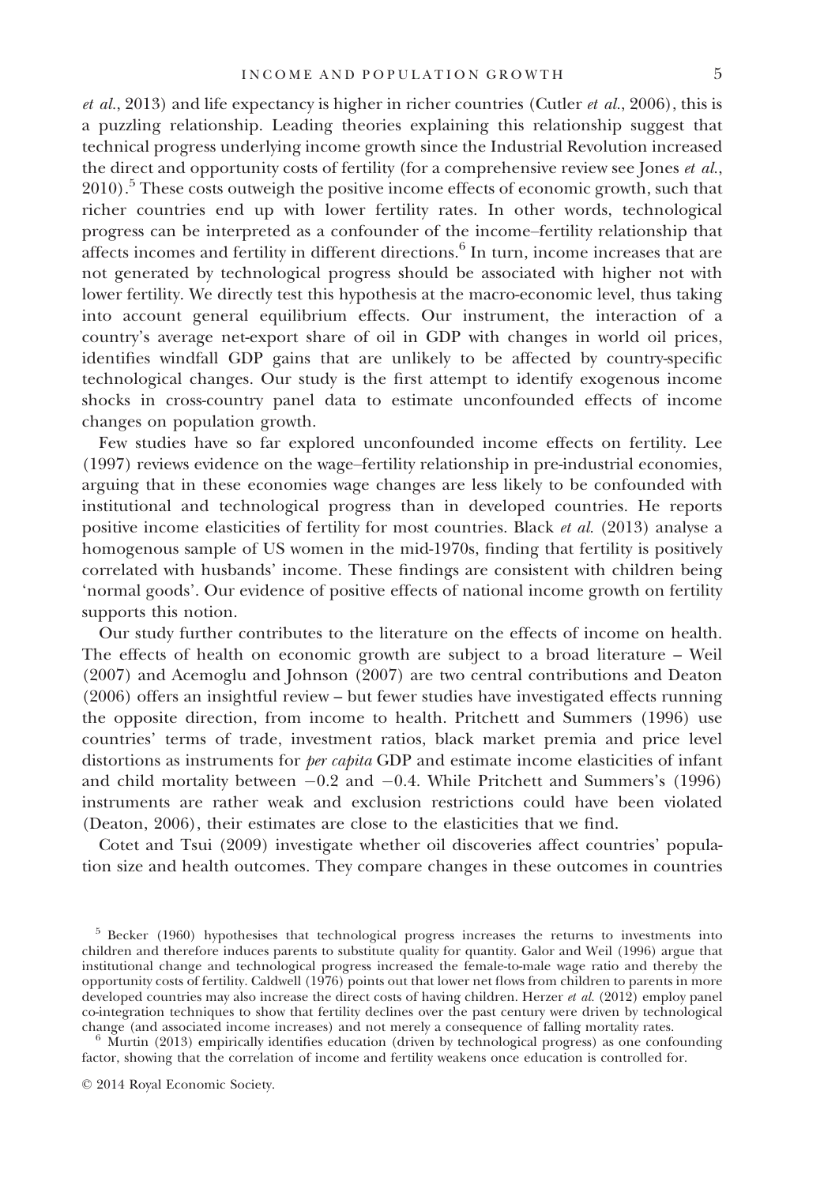*et al.*, 2013) and life expectancy is higher in richer countries (Cutler *et al.*, 2006), this is a puzzling relationship. Leading theories explaining this relationship suggest that technical progress underlying income growth since the Industrial Revolution increased the direct and opportunity costs of fertility (for a comprehensive review see Jones *et al.*, 2010).[5] These costs outweigh the positive income effects of economic growth, such that richer countries end up with lower fertility rates. In other words, technological progress can be interpreted as a confounder of the income–fertility relationship that affects incomes and fertility in different directions.[6] In turn, income increases that are not generated by technological progress should be associated with higher not with lower fertility. We directly test this hypothesis at the macro-economic level, thus taking into account general equilibrium effects. Our instrument, the interaction of a country's average net-export share of oil in GDP with changes in world oil prices, identifies windfall GDP gains that are unlikely to be affected by country-specific technological changes. Our study is the first attempt to identify exogenous income shocks in cross-country panel data to estimate unconfounded effects of income changes on population growth.

Few studies have so far explored unconfounded income effects on fertility. Lee (1997) reviews evidence on the wage–fertility relationship in pre-industrial economies, arguing that in these economies wage changes are less likely to be confounded with institutional and technological progress than in developed countries. He reports positive income elasticities of fertility for most countries. Black *et al.* (2013) analyse a homogenous sample of US women in the mid-1970s, finding that fertility is positively correlated with husbands' income. These findings are consistent with children being 'normal goods'. Our evidence of positive effects of national income growth on fertility supports this notion.

Our study further contributes to the literature on the effects of income on health. The effects of health on economic growth are subject to a broad literature – Weil (2007) and Acemoglu and Johnson (2007) are two central contributions and Deaton (2006) offers an insightful review – but fewer studies have investigated effects running the opposite direction, from income to health. Pritchett and Summers (1996) use countries' terms of trade, investment ratios, black market premia and price level distortions as instruments for *per capita* GDP and estimate income elasticities of infant and child mortality between −0.2 and −0.4. While Pritchett and Summers's (1996) instruments are rather weak and exclusion restrictions could have been violated (Deaton, 2006), their estimates are close to the elasticities that we find.

Cotet and Tsui (2009) investigate whether oil discoveries affect countries' population size and health outcomes. They compare changes in these outcomes in countries

[5] Becker (1960) hypothesises that technological progress increases the returns to investments into children and therefore induces parents to substitute quality for quantity. Galor and Weil (1996) argue that institutional change and technological progress increased the female-to-male wage ratio and thereby the opportunity costs of fertility. Caldwell (1976) points out that lower net flows from children to parents in more developed countries may also increase the direct costs of having children. Herzer *et al.* (2012) employ panel co-integration techniques to show that fertility declines over the past century were driven by technological change (and associated income increases) and not merely a consequence of falling mortality rates.

[6] Murtin (2013) empirically identifies education (driven by technological progress) as one confounding factor, showing that the correlation of income and fertility weakens once education is controlled for.

© 2014 Royal Economic Society.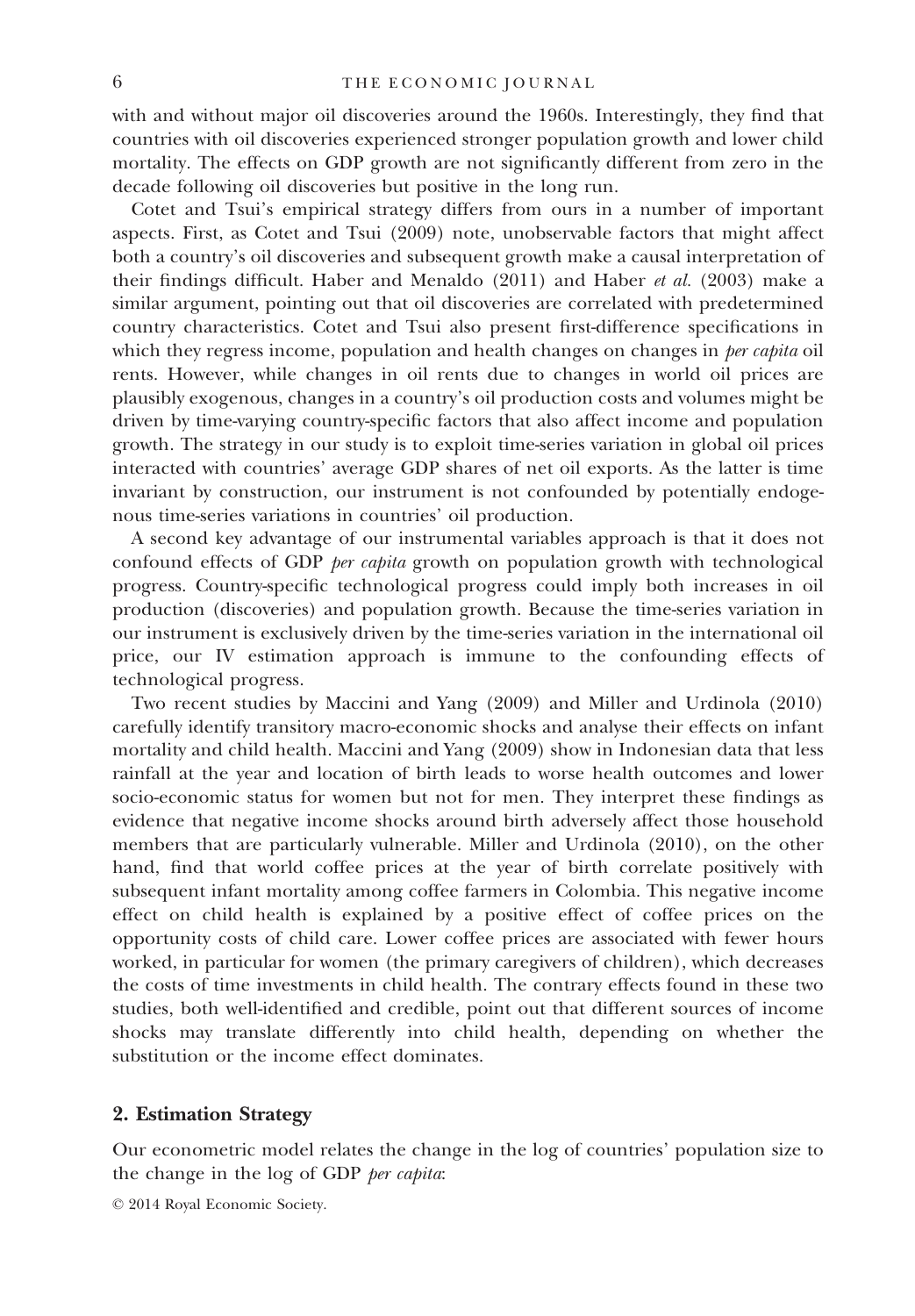with and without major oil discoveries around the 1960s. Interestingly, they find that countries with oil discoveries experienced stronger population growth and lower child mortality. The effects on GDP growth are not significantly different from zero in the decade following oil discoveries but positive in the long run.

Cotet and Tsui's empirical strategy differs from ours in a number of important aspects. First, as Cotet and Tsui (2009) note, unobservable factors that might affect both a country's oil discoveries and subsequent growth make a causal interpretation of their findings difficult. Haber and Menaldo (2011) and Haber *et al.* (2003) make a similar argument, pointing out that oil discoveries are correlated with predetermined country characteristics. Cotet and Tsui also present first-difference specifications in which they regress income, population and health changes on changes in *per capita* oil rents. However, while changes in oil rents due to changes in world oil prices are plausibly exogenous, changes in a country's oil production costs and volumes might be driven by time-varying country-specific factors that also affect income and population growth. The strategy in our study is to exploit time-series variation in global oil prices interacted with countries' average GDP shares of net oil exports. As the latter is time invariant by construction, our instrument is not confounded by potentially endogenous time-series variations in countries' oil production.

A second key advantage of our instrumental variables approach is that it does not confound effects of GDP *per capita* growth on population growth with technological progress. Country-specific technological progress could imply both increases in oil production (discoveries) and population growth. Because the time-series variation in our instrument is exclusively driven by the time-series variation in the international oil price, our IV estimation approach is immune to the confounding effects of technological progress.

Two recent studies by Maccini and Yang (2009) and Miller and Urdinola (2010) carefully identify transitory macro-economic shocks and analyse their effects on infant mortality and child health. Maccini and Yang (2009) show in Indonesian data that less rainfall at the year and location of birth leads to worse health outcomes and lower socio-economic status for women but not for men. They interpret these findings as evidence that negative income shocks around birth adversely affect those household members that are particularly vulnerable. Miller and Urdinola (2010), on the other hand, find that world coffee prices at the year of birth correlate positively with subsequent infant mortality among coffee farmers in Colombia. This negative income effect on child health is explained by a positive effect of coffee prices on the opportunity costs of child care. Lower coffee prices are associated with fewer hours worked, in particular for women (the primary caregivers of children), which decreases the costs of time investments in child health. The contrary effects found in these two studies, both well-identified and credible, point out that different sources of income shocks may translate differently into child health, depending on whether the substitution or the income effect dominates.

## 2. Estimation Strategy

Our econometric model relates the change in the log of countries' population size to the change in the log of GDP *per capita*:

© 2014 Royal Economic Society.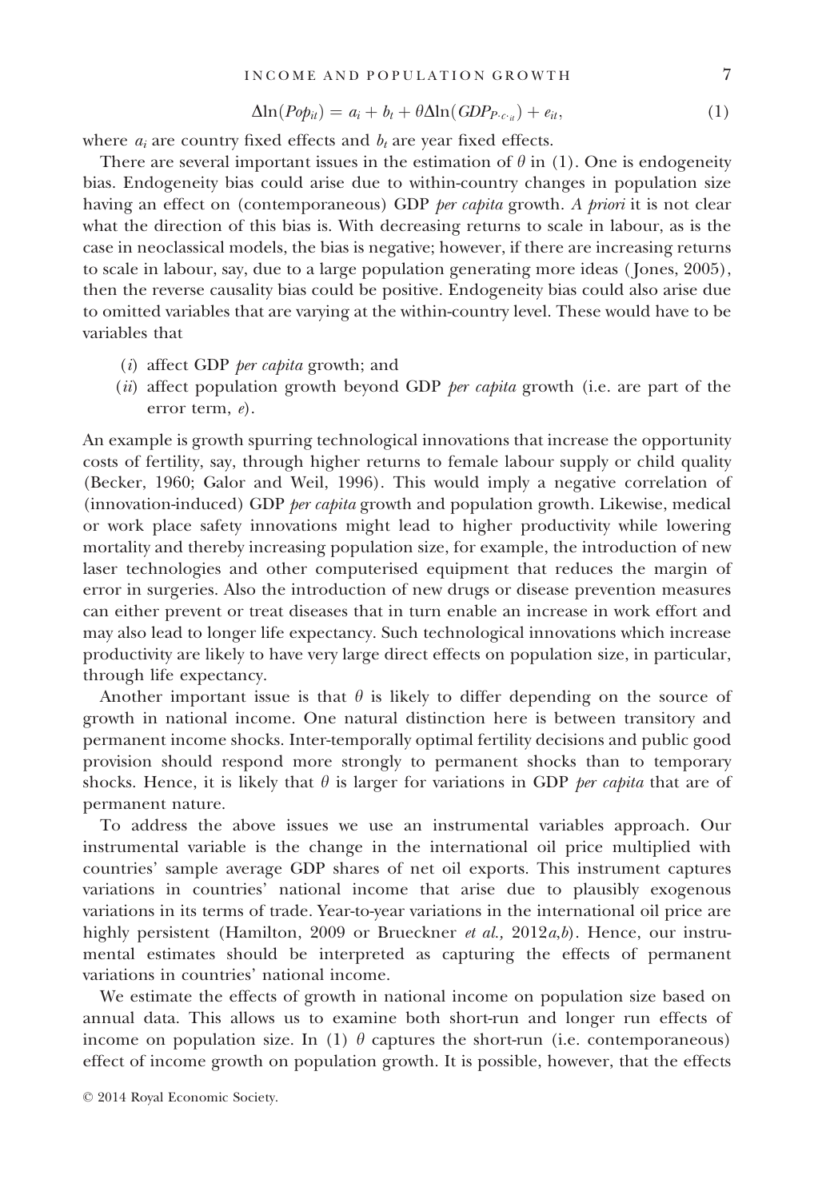$$\Delta \ln(Pop_{it}) = a_i + b_t + \theta \Delta \ln(GDP_{P \cdot c \cdot it}) + e_{it}, \tag{1}$$

where $a_i$ are country fixed effects and $b_t$ are year fixed effects.

There are several important issues in the estimation of $\theta$ in (1). One is endogeneity bias. Endogeneity bias could arise due to within-country changes in population size having an effect on (contemporaneous) GDP *per capita* growth. *A priori* it is not clear what the direction of this bias is. With decreasing returns to scale in labour, as is the case in neoclassical models, the bias is negative; however, if there are increasing returns to scale in labour, say, due to a large population generating more ideas (Jones, 2005), then the reverse causality bias could be positive. Endogeneity bias could also arise due to omitted variables that are varying at the within-country level. These would have to be variables that

(*i*) affect GDP *per capita* growth; and
(*ii*) affect population growth beyond GDP *per capita* growth (i.e. are part of the error term, $e$).

An example is growth spurring technological innovations that increase the opportunity costs of fertility, say, through higher returns to female labour supply or child quality (Becker, 1960; Galor and Weil, 1996). This would imply a negative correlation of (innovation-induced) GDP *per capita* growth and population growth. Likewise, medical or work place safety innovations might lead to higher productivity while lowering mortality and thereby increasing population size, for example, the introduction of new laser technologies and other computerised equipment that reduces the margin of error in surgeries. Also the introduction of new drugs or disease prevention measures can either prevent or treat diseases that in turn enable an increase in work effort and may also lead to longer life expectancy. Such technological innovations which increase productivity are likely to have very large direct effects on population size, in particular, through life expectancy.

Another important issue is that $\theta$ is likely to differ depending on the source of growth in national income. One natural distinction here is between transitory and permanent income shocks. Inter-temporally optimal fertility decisions and public good provision should respond more strongly to permanent shocks than to temporary shocks. Hence, it is likely that $\theta$ is larger for variations in GDP *per capita* that are of permanent nature.

To address the above issues we use an instrumental variables approach. Our instrumental variable is the change in the international oil price multiplied with countries' sample average GDP shares of net oil exports. This instrument captures variations in countries' national income that arise due to plausibly exogenous variations in its terms of trade. Year-to-year variations in the international oil price are highly persistent (Hamilton, 2009 or Brueckner *et al.,* 2012*a*,*b*). Hence, our instrumental estimates should be interpreted as capturing the effects of permanent variations in countries' national income.

We estimate the effects of growth in national income on population size based on annual data. This allows us to examine both short-run and longer run effects of income on population size. In (1) $\theta$ captures the short-run (i.e. contemporaneous) effect of income growth on population growth. It is possible, however, that the effects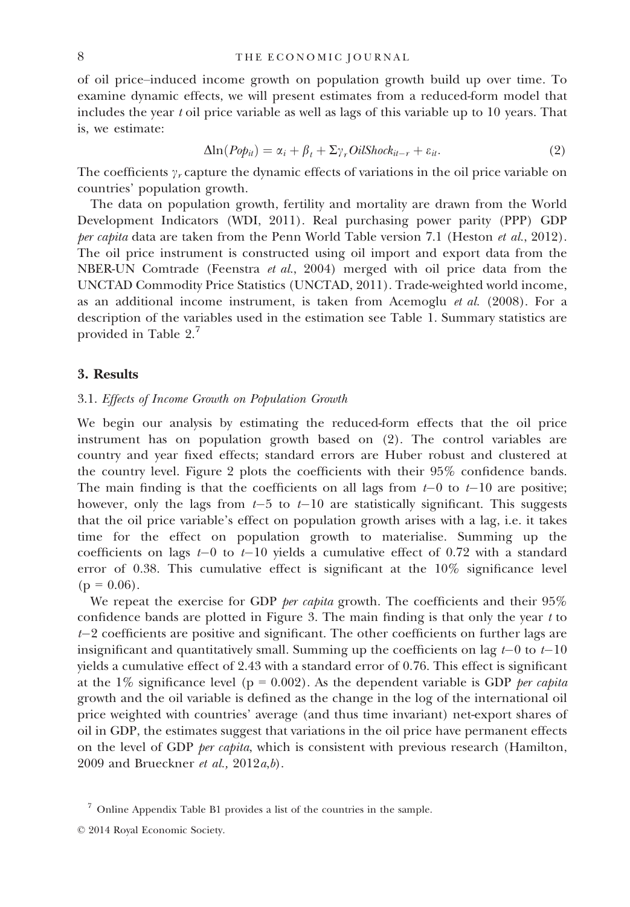of oil price–induced income growth on population growth build up over time. To examine dynamic effects, we will present estimates from a reduced-form model that includes the year $t$ oil price variable as well as lags of this variable up to 10 years. That is, we estimate:

$$\Delta \ln(Pop_{it}) = \alpha_i + \beta_t + \Sigma \gamma_r OilShock_{it-r} + \varepsilon_{it}. \tag{2}$$

The coefficients $\gamma_r$ capture the dynamic effects of variations in the oil price variable on countries' population growth.

The data on population growth, fertility and mortality are drawn from the World Development Indicators (WDI, 2011). Real purchasing power parity (PPP) GDP *per capita* data are taken from the Penn World Table version 7.1 (Heston *et al.*, 2012). The oil price instrument is constructed using oil import and export data from the NBER-UN Comtrade (Feenstra *et al.*, 2004) merged with oil price data from the UNCTAD Commodity Price Statistics (UNCTAD, 2011). Trade-weighted world income, as an additional income instrument, is taken from Acemoglu *et al.* (2008). For a description of the variables used in the estimation see Table 1. Summary statistics are provided in Table 2.[7]

## 3. Results

### 3.1. *Effects of Income Growth on Population Growth*

We begin our analysis by estimating the reduced-form effects that the oil price instrument has on population growth based on (2). The control variables are country and year fixed effects; standard errors are Huber robust and clustered at the country level. Figure 2 plots the coefficients with their 95% confidence bands. The main finding is that the coefficients on all lags from $t$–0 to $t$–10 are positive; however, only the lags from $t$–5 to $t$–10 are statistically significant. This suggests that the oil price variable's effect on population growth arises with a lag, i.e. it takes time for the effect on population growth to materialise. Summing up the coefficients on lags $t$–0 to $t$–10 yields a cumulative effect of 0.72 with a standard error of 0.38. This cumulative effect is significant at the 10% significance level ($p = 0.06$).

We repeat the exercise for GDP *per capita* growth. The coefficients and their 95% confidence bands are plotted in Figure 3. The main finding is that only the year $t$ to $t$–2 coefficients are positive and significant. The other coefficients on further lags are insignificant and quantitatively small. Summing up the coefficients on lag $t$–0 to $t$–10 yields a cumulative effect of 2.43 with a standard error of 0.76. This effect is significant at the 1% significance level ($p = 0.002$). As the dependent variable is GDP *per capita* growth and the oil variable is defined as the change in the log of the international oil price weighted with countries' average (and thus time invariant) net-export shares of oil in GDP, the estimates suggest that variations in the oil price have permanent effects on the level of GDP *per capita*, which is consistent with previous research (Hamilton, 2009 and Brueckner *et al.*, 2012*a*,*b*).

[7] Online Appendix Table B1 provides a list of the countries in the sample.

© 2014 Royal Economic Society.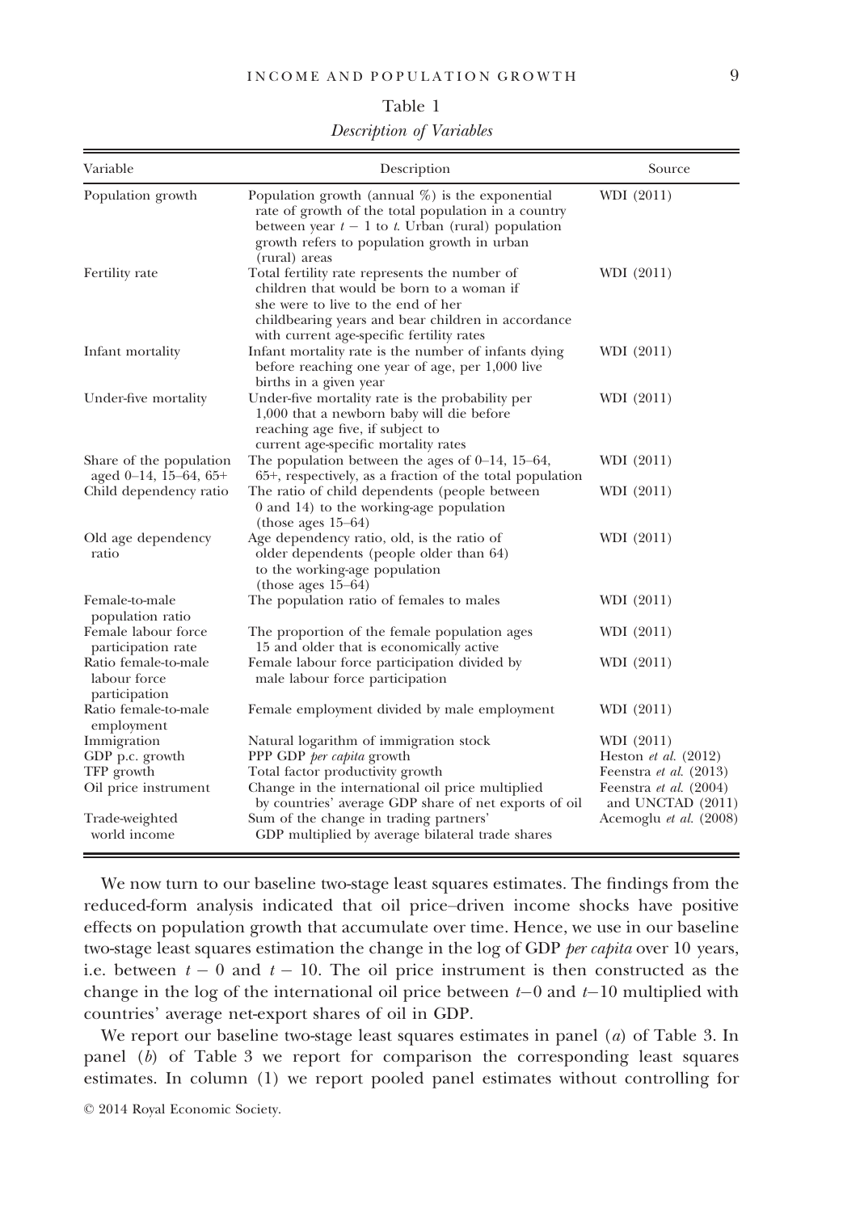Table 1

*Description of Variables*

| Variable | Description | Source |
|---|---|---|
| Population growth | Population growth (annual %) is the exponential rate of growth of the total population in a country between year $t-1$ to $t$. Urban (rural) population growth refers to population growth in urban (rural) areas | WDI (2011) |
| Fertility rate | Total fertility rate represents the number of children that would be born to a woman if she were to live to the end of her childbearing years and bear children in accordance with current age-specific fertility rates | WDI (2011) |
| Infant mortality | Infant mortality rate is the number of infants dying before reaching one year of age, per 1,000 live births in a given year | WDI (2011) |
| Under-five mortality | Under-five mortality rate is the probability per 1,000 that a newborn baby will die before reaching age five, if subject to current age-specific mortality rates | WDI (2011) |
| Share of the population aged 0–14, 15–64, 65+ | The population between the ages of 0–14, 15–64, 65+, respectively, as a fraction of the total population | WDI (2011) |
| Child dependency ratio | The ratio of child dependents (people between 0 and 14) to the working-age population (those ages 15–64) | WDI (2011) |
| Old age dependency ratio | Age dependency ratio, old, is the ratio of older dependents (people older than 64) to the working-age population (those ages 15–64) | WDI (2011) |
| Female-to-male population ratio | The population ratio of females to males | WDI (2011) |
| Female labour force participation rate | The proportion of the female population ages 15 and older that is economically active | WDI (2011) |
| Ratio female-to-male labour force participation | Female labour force participation divided by male labour force participation | WDI (2011) |
| Ratio female-to-male employment | Female employment divided by male employment | WDI (2011) |
| Immigration | Natural logarithm of immigration stock | WDI (2011) |
| GDP p.c. growth | PPP GDP *per capita* growth | Heston *et al.* (2012) |
| TFP growth | Total factor productivity growth | Feenstra *et al.* (2013) |
| Oil price instrument | Change in the international oil price multiplied by countries' average GDP share of net exports of oil | Feenstra *et al.* (2004) and UNCTAD (2011) |
| Trade-weighted world income | Sum of the change in trading partners' GDP multiplied by average bilateral trade shares | Acemoglu *et al.* (2008) |

We now turn to our baseline two-stage least squares estimates. The findings from the reduced-form analysis indicated that oil price–driven income shocks have positive effects on population growth that accumulate over time. Hence, we use in our baseline two-stage least squares estimation the change in the log of GDP *per capita* over 10 years, i.e. between $t-0$ and $t-10$. The oil price instrument is then constructed as the change in the log of the international oil price between $t-0$ and $t-10$ multiplied with countries' average net-export shares of oil in GDP.

We report our baseline two-stage least squares estimates in panel (*a*) of Table 3. In panel (*b*) of Table 3 we report for comparison the corresponding least squares estimates. In column (1) we report pooled panel estimates without controlling for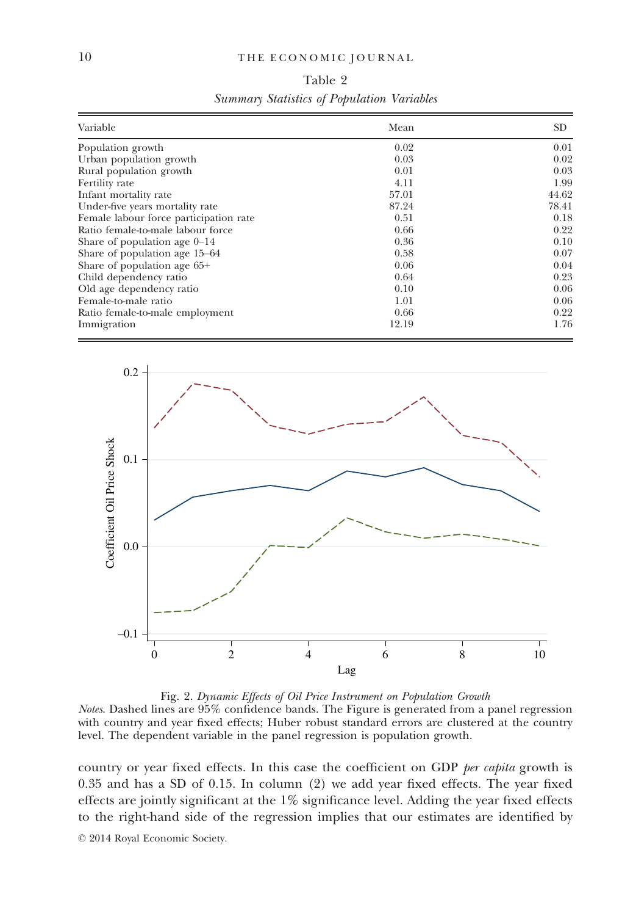Table 2
*Summary Statistics of Population Variables*

| Variable | Mean | SD |
|---|---|---|
| Population growth | 0.02 | 0.01 |
| Urban population growth | 0.03 | 0.02 |
| Rural population growth | 0.01 | 0.03 |
| Fertility rate | 4.11 | 1.99 |
| Infant mortality rate | 57.01 | 44.62 |
| Under-five years mortality rate | 87.24 | 78.41 |
| Female labour force participation rate | 0.51 | 0.18 |
| Ratio female-to-male labour force | 0.66 | 0.22 |
| Share of population age 0–14 | 0.36 | 0.10 |
| Share of population age 15–64 | 0.58 | 0.07 |
| Share of population age 65+ | 0.06 | 0.04 |
| Child dependency ratio | 0.64 | 0.23 |
| Old age dependency ratio | 0.10 | 0.06 |
| Female-to-male ratio | 1.01 | 0.06 |
| Ratio female-to-male employment | 0.66 | 0.22 |
| Immigration | 12.19 | 1.76 |

Fig. 2. *Dynamic Effects of Oil Price Instrument on Population Growth*

*Notes*. Dashed lines are 95% confidence bands. The Figure is generated from a panel regression with country and year fixed effects; Huber robust standard errors are clustered at the country level. The dependent variable in the panel regression is population growth.

country or year fixed effects. In this case the coefficient on GDP *per capita* growth is 0.35 and has a SD of 0.15. In column (2) we add year fixed effects. The year fixed effects are jointly significant at the 1% significance level. Adding the year fixed effects to the right-hand side of the regression implies that our estimates are identified by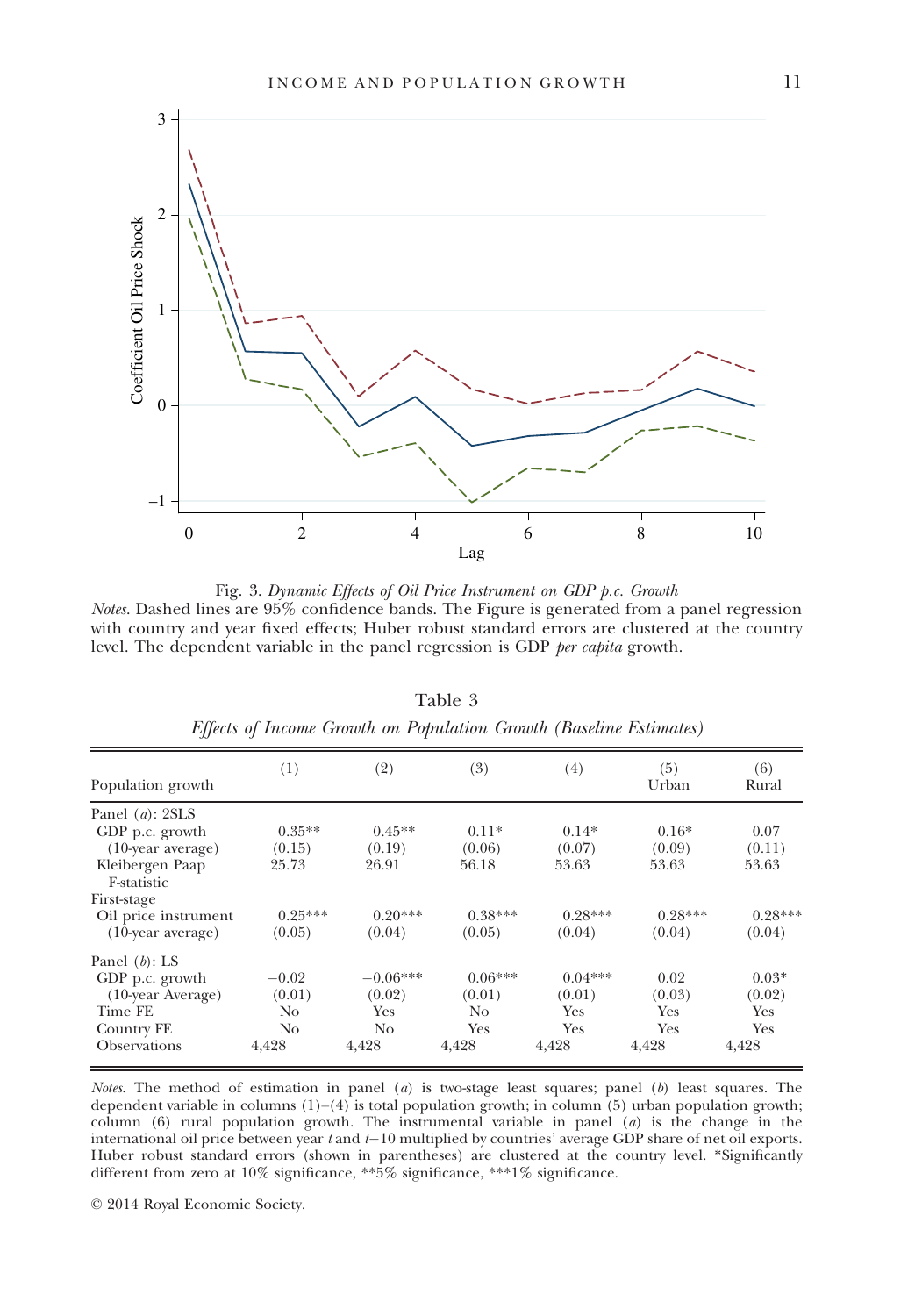Fig. 3. *Dynamic Effects of Oil Price Instrument on GDP p.c. Growth*

*Notes*. Dashed lines are 95% confidence bands. The Figure is generated from a panel regression with country and year fixed effects; Huber robust standard errors are clustered at the country level. The dependent variable in the panel regression is GDP *per capita* growth.

Table 3

*Effects of Income Growth on Population Growth (Baseline Estimates)*

| Population growth | (1) | (2) | (3) | (4) | (5) Urban | (6) Rural |
|---|---|---|---|---|---|---|
| Panel (*a*): 2SLS | | | | | | |
| GDP p.c. growth | 0.35** | 0.45** | 0.11* | 0.14* | 0.16* | 0.07 |
| (10-year average) | (0.15) | (0.19) | (0.06) | (0.07) | (0.09) | (0.11) |
| Kleibergen Paap F-statistic | 25.73 | 26.91 | 56.18 | 53.63 | 53.63 | 53.63 |
| First-stage | | | | | | |
| Oil price instrument | 0.25*** | 0.20*** | 0.38*** | 0.28*** | 0.28*** | 0.28*** |
| (10-year average) | (0.05) | (0.04) | (0.05) | (0.04) | (0.04) | (0.04) |
| Panel (*b*): LS | | | | | | |
| GDP p.c. growth | −0.02 | −0.06*** | 0.06*** | 0.04*** | 0.02 | 0.03* |
| (10-year Average) | (0.01) | (0.02) | (0.01) | (0.01) | (0.03) | (0.02) |
| Time FE | No | Yes | No | Yes | Yes | Yes |
| Country FE | No | No | Yes | Yes | Yes | Yes |
| Observations | 4,428 | 4,428 | 4,428 | 4,428 | 4,428 | 4,428 |

*Notes*. The method of estimation in panel (*a*) is two-stage least squares; panel (*b*) least squares. The dependent variable in columns (1)–(4) is total population growth; in column (5) urban population growth; column (6) rural population growth. The instrumental variable in panel (*a*) is the change in the international oil price between year $t$ and $t-10$ multiplied by countries' average GDP share of net oil exports. Huber robust standard errors (shown in parentheses) are clustered at the country level. *Significantly different from zero at 10% significance, **5% significance, ***1% significance.

© 2014 Royal Economic Society.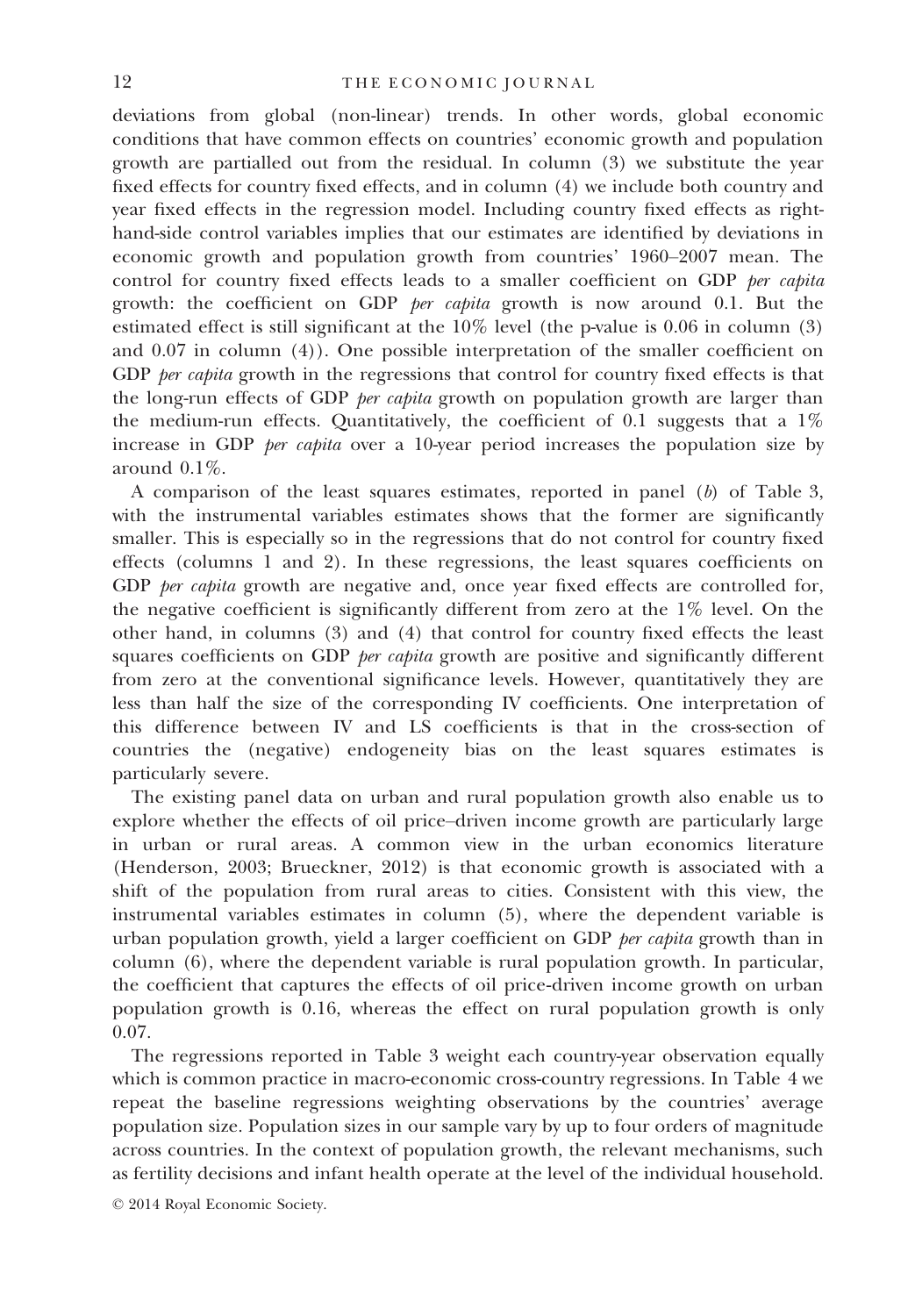deviations from global (non-linear) trends. In other words, global economic conditions that have common effects on countries' economic growth and population growth are partialled out from the residual. In column (3) we substitute the year fixed effects for country fixed effects, and in column (4) we include both country and year fixed effects in the regression model. Including country fixed effects as right-hand-side control variables implies that our estimates are identified by deviations in economic growth and population growth from countries' 1960–2007 mean. The control for country fixed effects leads to a smaller coefficient on GDP *per capita* growth: the coefficient on GDP *per capita* growth is now around 0.1. But the estimated effect is still significant at the 10% level (the p-value is 0.06 in column (3) and 0.07 in column (4)). One possible interpretation of the smaller coefficient on GDP *per capita* growth in the regressions that control for country fixed effects is that the long-run effects of GDP *per capita* growth on population growth are larger than the medium-run effects. Quantitatively, the coefficient of 0.1 suggests that a 1% increase in GDP *per capita* over a 10-year period increases the population size by around 0.1%.

A comparison of the least squares estimates, reported in panel (*b*) of Table 3, with the instrumental variables estimates shows that the former are significantly smaller. This is especially so in the regressions that do not control for country fixed effects (columns 1 and 2). In these regressions, the least squares coefficients on GDP *per capita* growth are negative and, once year fixed effects are controlled for, the negative coefficient is significantly different from zero at the 1% level. On the other hand, in columns (3) and (4) that control for country fixed effects the least squares coefficients on GDP *per capita* growth are positive and significantly different from zero at the conventional significance levels. However, quantitatively they are less than half the size of the corresponding IV coefficients. One interpretation of this difference between IV and LS coefficients is that in the cross-section of countries the (negative) endogeneity bias on the least squares estimates is particularly severe.

The existing panel data on urban and rural population growth also enable us to explore whether the effects of oil price–driven income growth are particularly large in urban or rural areas. A common view in the urban economics literature (Henderson, 2003; Brueckner, 2012) is that economic growth is associated with a shift of the population from rural areas to cities. Consistent with this view, the instrumental variables estimates in column (5), where the dependent variable is urban population growth, yield a larger coefficient on GDP *per capita* growth than in column (6), where the dependent variable is rural population growth. In particular, the coefficient that captures the effects of oil price-driven income growth on urban population growth is 0.16, whereas the effect on rural population growth is only 0.07.

The regressions reported in Table 3 weight each country-year observation equally which is common practice in macro-economic cross-country regressions. In Table 4 we repeat the baseline regressions weighting observations by the countries' average population size. Population sizes in our sample vary by up to four orders of magnitude across countries. In the context of population growth, the relevant mechanisms, such as fertility decisions and infant health operate at the level of the individual household.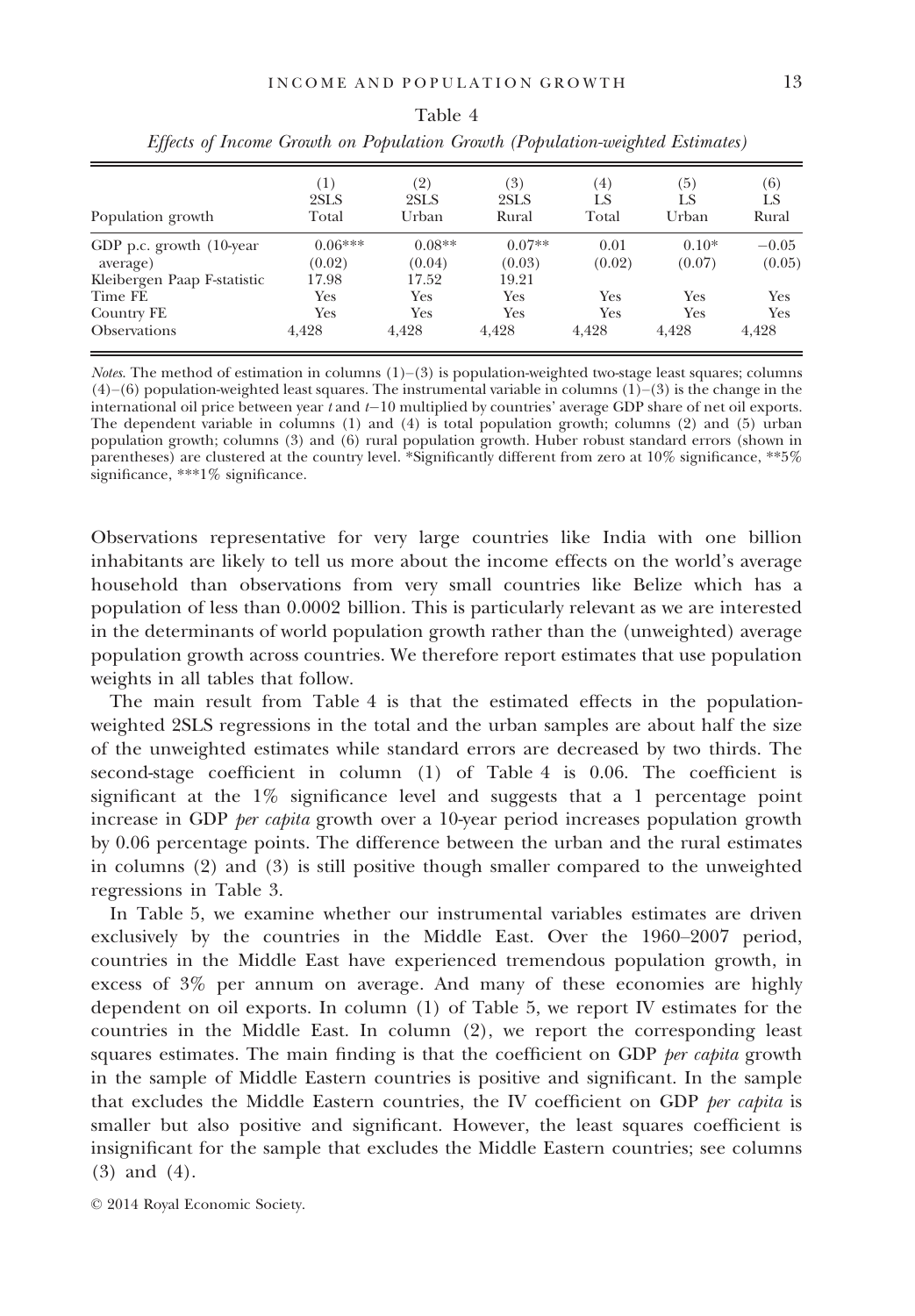Table 4

*Effects of Income Growth on Population Growth (Population-weighted Estimates)*

| Population growth | (1) 2SLS Total | (2) 2SLS Urban | (3) 2SLS Rural | (4) LS Total | (5) LS Urban | (6) LS Rural |
|---|---|---|---|---|---|---|
| GDP p.c. growth (10-year average) | 0.06*** | 0.08** | 0.07** | 0.01 | 0.10* | −0.05 |
| | (0.02) | (0.04) | (0.03) | (0.02) | (0.07) | (0.05) |
| Kleibergen Paap F-statistic | 17.98 | 17.52 | 19.21 | | | |
| Time FE | Yes | Yes | Yes | Yes | Yes | Yes |
| Country FE | Yes | Yes | Yes | Yes | Yes | Yes |
| Observations | 4,428 | 4,428 | 4,428 | 4,428 | 4,428 | 4,428 |

*Notes.* The method of estimation in columns (1)–(3) is population-weighted two-stage least squares; columns (4)–(6) population-weighted least squares. The instrumental variable in columns (1)–(3) is the change in the international oil price between year $t$ and $t-10$ multiplied by countries' average GDP share of net oil exports. The dependent variable in columns (1) and (4) is total population growth; columns (2) and (5) urban population growth; columns (3) and (6) rural population growth. Huber robust standard errors (shown in parentheses) are clustered at the country level. *Significantly different from zero at 10% significance, **5% significance, ***1% significance.

Observations representative for very large countries like India with one billion inhabitants are likely to tell us more about the income effects on the world's average household than observations from very small countries like Belize which has a population of less than 0.0002 billion. This is particularly relevant as we are interested in the determinants of world population growth rather than the (unweighted) average population growth across countries. We therefore report estimates that use population weights in all tables that follow.

The main result from Table 4 is that the estimated effects in the population-weighted 2SLS regressions in the total and the urban samples are about half the size of the unweighted estimates while standard errors are decreased by two thirds. The second-stage coefficient in column (1) of Table 4 is 0.06. The coefficient is significant at the 1% significance level and suggests that a 1 percentage point increase in GDP *per capita* growth over a 10-year period increases population growth by 0.06 percentage points. The difference between the urban and the rural estimates in columns (2) and (3) is still positive though smaller compared to the unweighted regressions in Table 3.

In Table 5, we examine whether our instrumental variables estimates are driven exclusively by the countries in the Middle East. Over the 1960–2007 period, countries in the Middle East have experienced tremendous population growth, in excess of 3% per annum on average. And many of these economies are highly dependent on oil exports. In column (1) of Table 5, we report IV estimates for the countries in the Middle East. In column (2), we report the corresponding least squares estimates. The main finding is that the coefficient on GDP *per capita* growth in the sample of Middle Eastern countries is positive and significant. In the sample that excludes the Middle Eastern countries, the IV coefficient on GDP *per capita* is smaller but also positive and significant. However, the least squares coefficient is insignificant for the sample that excludes the Middle Eastern countries; see columns (3) and (4).

© 2014 Royal Economic Society.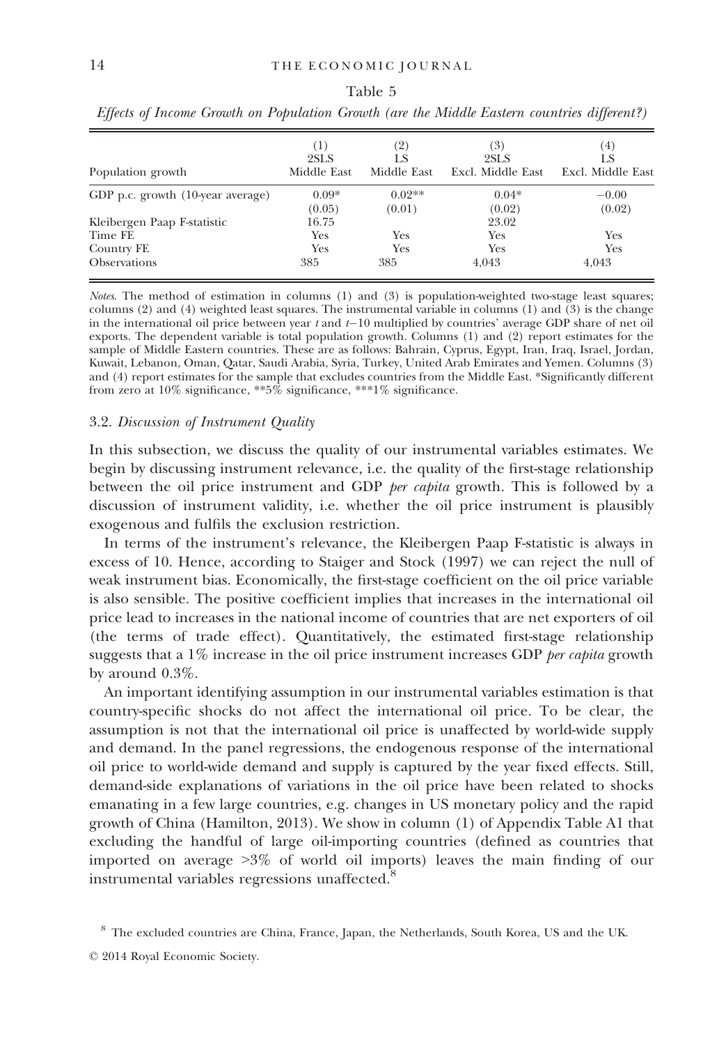Table 5

*Effects of Income Growth on Population Growth (are the Middle Eastern countries different?)*

| Population growth | (1) 2SLS Middle East | (2) LS Middle East | (3) 2SLS Excl. Middle East | (4) LS Excl. Middle East |
|---|---|---|---|---|
| GDP p.c. growth (10-year average) | 0.09* | 0.02** | 0.04* | −0.00 |
| | (0.05) | (0.01) | (0.02) | (0.02) |
| Kleibergen Paap F-statistic | 16.75 | | 23.02 | |
| Time FE | Yes | Yes | Yes | Yes |
| Country FE | Yes | Yes | Yes | Yes |
| Observations | 385 | 385 | 4,043 | 4,043 |

*Notes*. The method of estimation in columns (1) and (3) is population-weighted two-stage least squares; columns (2) and (4) weighted least squares. The instrumental variable in columns (1) and (3) is the change in the international oil price between year $t$ and $t-10$ multiplied by countries' average GDP share of net oil exports. The dependent variable is total population growth. Columns (1) and (2) report estimates for the sample of Middle Eastern countries. These are as follows: Bahrain, Cyprus, Egypt, Iran, Iraq, Israel, Jordan, Kuwait, Lebanon, Oman, Qatar, Saudi Arabia, Syria, Turkey, United Arab Emirates and Yemen. Columns (3) and (4) report estimates for the sample that excludes countries from the Middle East. *Significantly different from zero at 10% significance, **5% significance, ***1% significance.

### 3.2. *Discussion of Instrument Quality*

In this subsection, we discuss the quality of our instrumental variables estimates. We begin by discussing instrument relevance, i.e. the quality of the first-stage relationship between the oil price instrument and GDP *per capita* growth. This is followed by a discussion of instrument validity, i.e. whether the oil price instrument is plausibly exogenous and fulfils the exclusion restriction.

In terms of the instrument's relevance, the Kleibergen Paap F-statistic is always in excess of 10. Hence, according to Staiger and Stock (1997) we can reject the null of weak instrument bias. Economically, the first-stage coefficient on the oil price variable is also sensible. The positive coefficient implies that increases in the international oil price lead to increases in the national income of countries that are net exporters of oil (the terms of trade effect). Quantitatively, the estimated first-stage relationship suggests that a 1% increase in the oil price instrument increases GDP *per capita* growth by around 0.3%.

An important identifying assumption in our instrumental variables estimation is that country-specific shocks do not affect the international oil price. To be clear, the assumption is not that the international oil price is unaffected by world-wide supply and demand. In the panel regressions, the endogenous response of the international oil price to world-wide demand and supply is captured by the year fixed effects. Still, demand-side explanations of variations in the oil price have been related to shocks emanating in a few large countries, e.g. changes in US monetary policy and the rapid growth of China (Hamilton, 2013). We show in column (1) of Appendix Table A1 that excluding the handful of large oil-importing countries (defined as countries that imported on average >3% of world oil imports) leaves the main finding of our instrumental variables regressions unaffected.[8]

[8] The excluded countries are China, France, Japan, the Netherlands, South Korea, US and the UK.

© 2014 Royal Economic Society.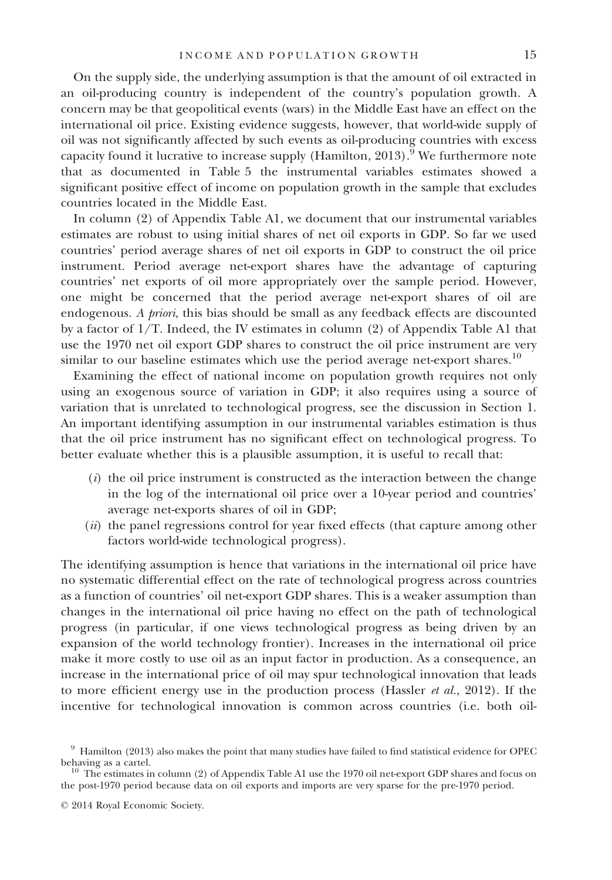On the supply side, the underlying assumption is that the amount of oil extracted in an oil-producing country is independent of the country's population growth. A concern may be that geopolitical events (wars) in the Middle East have an effect on the international oil price. Existing evidence suggests, however, that world-wide supply of oil was not significantly affected by such events as oil-producing countries with excess capacity found it lucrative to increase supply (Hamilton, 2013).[9] We furthermore note that as documented in Table 5 the instrumental variables estimates showed a significant positive effect of income on population growth in the sample that excludes countries located in the Middle East.

In column (2) of Appendix Table A1, we document that our instrumental variables estimates are robust to using initial shares of net oil exports in GDP. So far we used countries' period average shares of net oil exports in GDP to construct the oil price instrument. Period average net-export shares have the advantage of capturing countries' net exports of oil more appropriately over the sample period. However, one might be concerned that the period average net-export shares of oil are endogenous. *A priori*, this bias should be small as any feedback effects are discounted by a factor of $1/T$. Indeed, the IV estimates in column (2) of Appendix Table A1 that use the 1970 net oil export GDP shares to construct the oil price instrument are very similar to our baseline estimates which use the period average net-export shares.[10]

Examining the effect of national income on population growth requires not only using an exogenous source of variation in GDP; it also requires using a source of variation that is unrelated to technological progress, see the discussion in Section 1. An important identifying assumption in our instrumental variables estimation is thus that the oil price instrument has no significant effect on technological progress. To better evaluate whether this is a plausible assumption, it is useful to recall that:

- (*i*) the oil price instrument is constructed as the interaction between the change in the log of the international oil price over a 10-year period and countries' average net-exports shares of oil in GDP;
- (*ii*) the panel regressions control for year fixed effects (that capture among other factors world-wide technological progress).

The identifying assumption is hence that variations in the international oil price have no systematic differential effect on the rate of technological progress across countries as a function of countries' oil net-export GDP shares. This is a weaker assumption than changes in the international oil price having no effect on the path of technological progress (in particular, if one views technological progress as being driven by an expansion of the world technology frontier). Increases in the international oil price make it more costly to use oil as an input factor in production. As a consequence, an increase in the international price of oil may spur technological innovation that leads to more efficient energy use in the production process (Hassler *et al.*, 2012). If the incentive for technological innovation is common across countries (i.e. both oil-

[9] Hamilton (2013) also makes the point that many studies have failed to find statistical evidence for OPEC behaving as a cartel.

[10] The estimates in column (2) of Appendix Table A1 use the 1970 oil net-export GDP shares and focus on the post-1970 period because data on oil exports and imports are very sparse for the pre-1970 period.

© 2014 Royal Economic Society.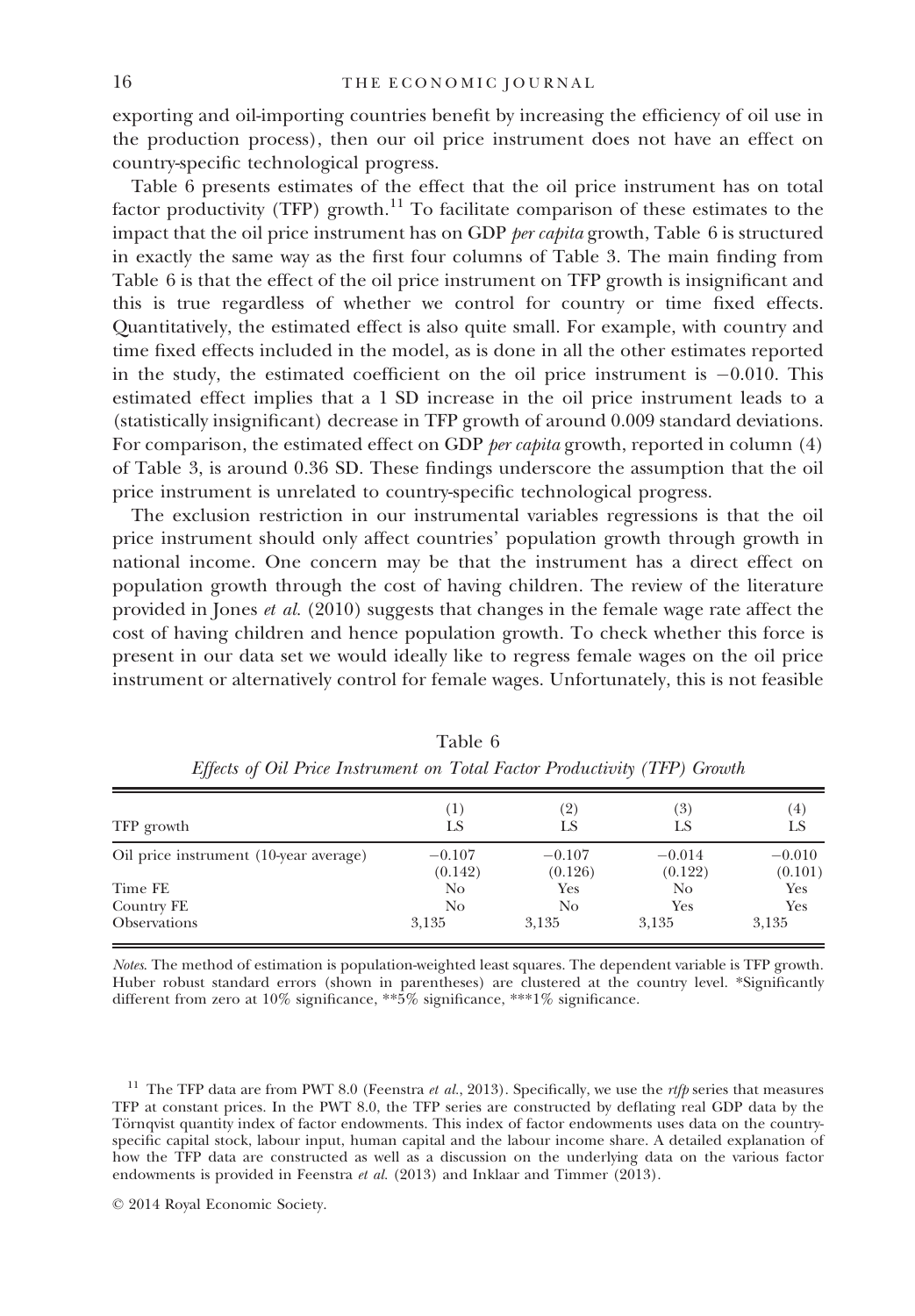exporting and oil-importing countries benefit by increasing the efficiency of oil use in the production process), then our oil price instrument does not have an effect on country-specific technological progress.

Table 6 presents estimates of the effect that the oil price instrument has on total factor productivity (TFP) growth.[11] To facilitate comparison of these estimates to the impact that the oil price instrument has on GDP *per capita* growth, Table 6 is structured in exactly the same way as the first four columns of Table 3. The main finding from Table 6 is that the effect of the oil price instrument on TFP growth is insignificant and this is true regardless of whether we control for country or time fixed effects. Quantitatively, the estimated effect is also quite small. For example, with country and time fixed effects included in the model, as is done in all the other estimates reported in the study, the estimated coefficient on the oil price instrument is −0.010. This estimated effect implies that a 1 SD increase in the oil price instrument leads to a (statistically insignificant) decrease in TFP growth of around 0.009 standard deviations. For comparison, the estimated effect on GDP *per capita* growth, reported in column (4) of Table 3, is around 0.36 SD. These findings underscore the assumption that the oil price instrument is unrelated to country-specific technological progress.

The exclusion restriction in our instrumental variables regressions is that the oil price instrument should only affect countries' population growth through growth in national income. One concern may be that the instrument has a direct effect on population growth through the cost of having children. The review of the literature provided in Jones *et al.* (2010) suggests that changes in the female wage rate affect the cost of having children and hence population growth. To check whether this force is present in our data set we would ideally like to regress female wages on the oil price instrument or alternatively control for female wages. Unfortunately, this is not feasible

Table 6
*Effects of Oil Price Instrument on Total Factor Productivity (TFP) Growth*

| TFP growth | (1) LS | (2) LS | (3) LS | (4) LS |
|---|---|---|---|---|
| Oil price instrument (10-year average) | −0.107 | −0.107 | −0.014 | −0.010 |
| | (0.142) | (0.126) | (0.122) | (0.101) |
| Time FE | No | Yes | No | Yes |
| Country FE | No | No | Yes | Yes |
| Observations | 3,135 | 3,135 | 3,135 | 3,135 |

*Notes*. The method of estimation is population-weighted least squares. The dependent variable is TFP growth. Huber robust standard errors (shown in parentheses) are clustered at the country level. *Significantly different from zero at 10% significance, **5% significance, ***1% significance.

[11] The TFP data are from PWT 8.0 (Feenstra *et al.*, 2013). Specifically, we use the *rtfp* series that measures TFP at constant prices. In the PWT 8.0, the TFP series are constructed by deflating real GDP data by the Törnqvist quantity index of factor endowments. This index of factor endowments uses data on the country-specific capital stock, labour input, human capital and the labour income share. A detailed explanation of how the TFP data are constructed as well as a discussion on the underlying data on the various factor endowments is provided in Feenstra *et al.* (2013) and Inklaar and Timmer (2013).

© 2014 Royal Economic Society.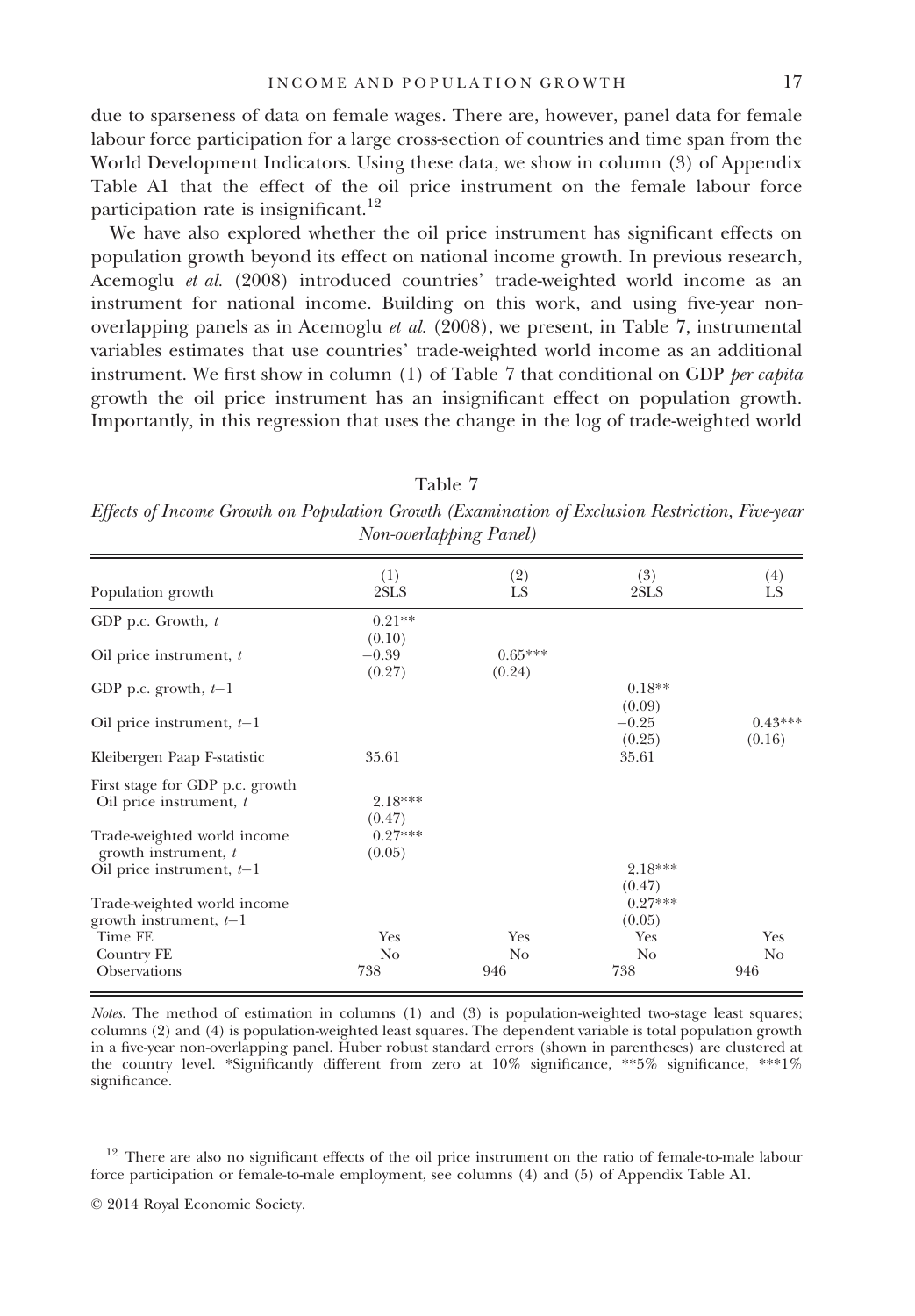due to sparseness of data on female wages. There are, however, panel data for female labour force participation for a large cross-section of countries and time span from the World Development Indicators. Using these data, we show in column (3) of Appendix Table A1 that the effect of the oil price instrument on the female labour force participation rate is insignificant.[12]

We have also explored whether the oil price instrument has significant effects on population growth beyond its effect on national income growth. In previous research, Acemoglu *et al.* (2008) introduced countries' trade-weighted world income as an instrument for national income. Building on this work, and using five-year non-overlapping panels as in Acemoglu *et al.* (2008), we present, in Table 7, instrumental variables estimates that use countries' trade-weighted world income as an additional instrument. We first show in column (1) of Table 7 that conditional on GDP *per capita* growth the oil price instrument has an insignificant effect on population growth. Importantly, in this regression that uses the change in the log of trade-weighted world

Table 7

*Effects of Income Growth on Population Growth (Examination of Exclusion Restriction, Five-year Non-overlapping Panel)*

| Population growth | (1) 2SLS | (2) LS | (3) 2SLS | (4) LS |
|---|---|---|---|---|
| GDP p.c. Growth, $t$ | 0.21** | | | |
| | (0.10) | | | |
| Oil price instrument, $t$ | −0.39 | 0.65*** | | |
| | (0.27) | (0.24) | | |
| GDP p.c. growth, $t$−1 | | | 0.18** | |
| | | | (0.09) | |
| Oil price instrument, $t$−1 | | | −0.25 | 0.43*** |
| | | | (0.25) | (0.16) |
| Kleibergen Paap F-statistic | 35.61 | | 35.61 | |
| First stage for GDP p.c. growth | | | | |
| Oil price instrument, $t$ | 2.18*** | | | |
| | (0.47) | | | |
| Trade-weighted world income growth instrument, $t$ | 0.27*** | | | |
| | (0.05) | | | |
| Oil price instrument, $t$−1 | | | 2.18*** | |
| | | | (0.47) | |
| Trade-weighted world income growth instrument, $t$−1 | | | 0.27*** | |
| | | | (0.05) | |
| Time FE | Yes | Yes | Yes | Yes |
| Country FE | No | No | No | No |
| Observations | 738 | 946 | 738 | 946 |

*Notes.* The method of estimation in columns (1) and (3) is population-weighted two-stage least squares; columns (2) and (4) is population-weighted least squares. The dependent variable is total population growth in a five-year non-overlapping panel. Huber robust standard errors (shown in parentheses) are clustered at the country level. *Significantly different from zero at 10% significance, **5% significance, ***1% significance.

[12] There are also no significant effects of the oil price instrument on the ratio of female-to-male labour force participation or female-to-male employment, see columns (4) and (5) of Appendix Table A1.

© 2014 Royal Economic Society.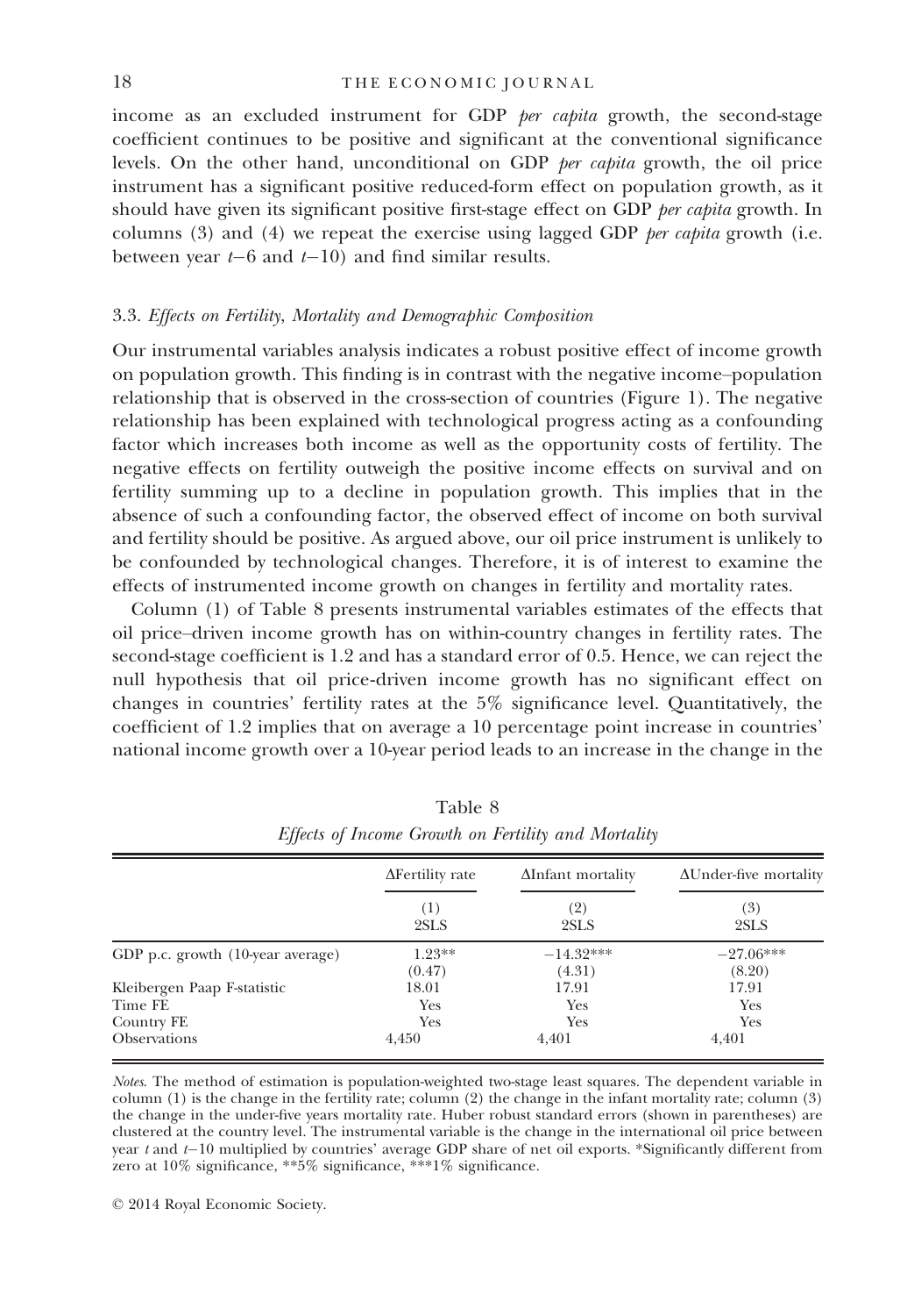income as an excluded instrument for GDP *per capita* growth, the second-stage coefficient continues to be positive and significant at the conventional significance levels. On the other hand, unconditional on GDP *per capita* growth, the oil price instrument has a significant positive reduced-form effect on population growth, as it should have given its significant positive first-stage effect on GDP *per capita* growth. In columns (3) and (4) we repeat the exercise using lagged GDP *per capita* growth (i.e. between year $t-6$ and $t-10$) and find similar results.

### 3.3. *Effects on Fertility, Mortality and Demographic Composition*

Our instrumental variables analysis indicates a robust positive effect of income growth on population growth. This finding is in contrast with the negative income–population relationship that is observed in the cross-section of countries (Figure 1). The negative relationship has been explained with technological progress acting as a confounding factor which increases both income as well as the opportunity costs of fertility. The negative effects on fertility outweigh the positive income effects on survival and on fertility summing up to a decline in population growth. This implies that in the absence of such a confounding factor, the observed effect of income on both survival and fertility should be positive. As argued above, our oil price instrument is unlikely to be confounded by technological changes. Therefore, it is of interest to examine the effects of instrumented income growth on changes in fertility and mortality rates.

Column (1) of Table 8 presents instrumental variables estimates of the effects that oil price–driven income growth has on within-country changes in fertility rates. The second-stage coefficient is 1.2 and has a standard error of 0.5. Hence, we can reject the null hypothesis that oil price-driven income growth has no significant effect on changes in countries' fertility rates at the 5% significance level. Quantitatively, the coefficient of 1.2 implies that on average a 10 percentage point increase in countries' national income growth over a 10-year period leads to an increase in the change in the

Table 8
*Effects of Income Growth on Fertility and Mortality*

| | ΔFertility rate | ΔInfant mortality | ΔUnder-five mortality |
|---|---|---|---|
| | (1) 2SLS | (2) 2SLS | (3) 2SLS |
| GDP p.c. growth (10-year average) | 1.23** | −14.32*** | −27.06*** |
| | (0.47) | (4.31) | (8.20) |
| Kleibergen Paap F-statistic | 18.01 | 17.91 | 17.91 |
| Time FE | Yes | Yes | Yes |
| Country FE | Yes | Yes | Yes |
| Observations | 4,450 | 4,401 | 4,401 |

*Notes*. The method of estimation is population-weighted two-stage least squares. The dependent variable in column (1) is the change in the fertility rate; column (2) the change in the infant mortality rate; column (3) the change in the under-five years mortality rate. Huber robust standard errors (shown in parentheses) are clustered at the country level. The instrumental variable is the change in the international oil price between year $t$ and $t-10$ multiplied by countries' average GDP share of net oil exports. *Significantly different from zero at 10% significance, **5% significance, ***1% significance.

© 2014 Royal Economic Society.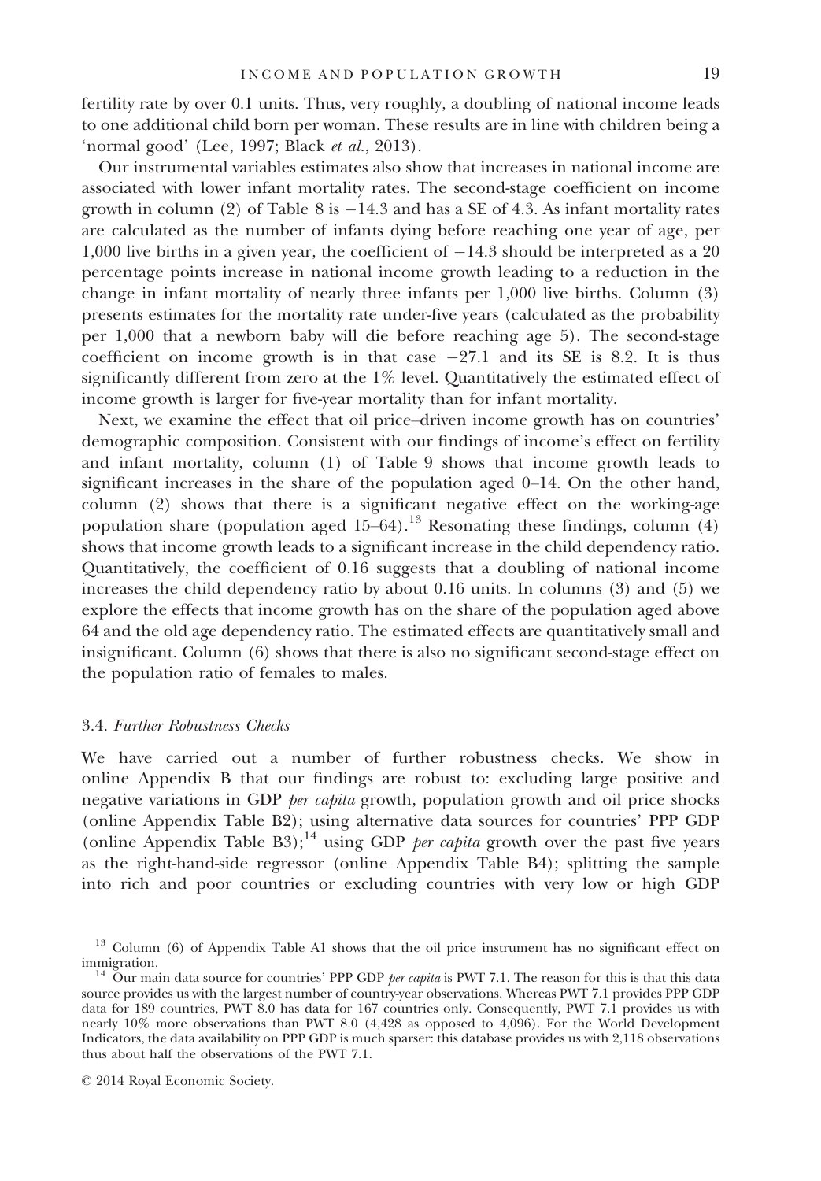fertility rate by over 0.1 units. Thus, very roughly, a doubling of national income leads to one additional child born per woman. These results are in line with children being a 'normal good' (Lee, 1997; Black *et al.*, 2013).

Our instrumental variables estimates also show that increases in national income are associated with lower infant mortality rates. The second-stage coefficient on income growth in column (2) of Table 8 is −14.3 and has a SE of 4.3. As infant mortality rates are calculated as the number of infants dying before reaching one year of age, per 1,000 live births in a given year, the coefficient of −14.3 should be interpreted as a 20 percentage points increase in national income growth leading to a reduction in the change in infant mortality of nearly three infants per 1,000 live births. Column (3) presents estimates for the mortality rate under-five years (calculated as the probability per 1,000 that a newborn baby will die before reaching age 5). The second-stage coefficient on income growth is in that case −27.1 and its SE is 8.2. It is thus significantly different from zero at the 1% level. Quantitatively the estimated effect of income growth is larger for five-year mortality than for infant mortality.

Next, we examine the effect that oil price–driven income growth has on countries' demographic composition. Consistent with our findings of income's effect on fertility and infant mortality, column (1) of Table 9 shows that income growth leads to significant increases in the share of the population aged 0–14. On the other hand, column (2) shows that there is a significant negative effect on the working-age population share (population aged 15–64).[13] Resonating these findings, column (4) shows that income growth leads to a significant increase in the child dependency ratio. Quantitatively, the coefficient of 0.16 suggests that a doubling of national income increases the child dependency ratio by about 0.16 units. In columns (3) and (5) we explore the effects that income growth has on the share of the population aged above 64 and the old age dependency ratio. The estimated effects are quantitatively small and insignificant. Column (6) shows that there is also no significant second-stage effect on the population ratio of females to males.

### 3.4. *Further Robustness Checks*

We have carried out a number of further robustness checks. We show in online Appendix B that our findings are robust to: excluding large positive and negative variations in GDP *per capita* growth, population growth and oil price shocks (online Appendix Table B2); using alternative data sources for countries' PPP GDP (online Appendix Table B3);[14] using GDP *per capita* growth over the past five years as the right-hand-side regressor (online Appendix Table B4); splitting the sample into rich and poor countries or excluding countries with very low or high GDP

---

[13] Column (6) of Appendix Table A1 shows that the oil price instrument has no significant effect on immigration.

[14] Our main data source for countries' PPP GDP *per capita* is PWT 7.1. The reason for this is that this data source provides us with the largest number of country-year observations. Whereas PWT 7.1 provides PPP GDP data for 189 countries, PWT 8.0 has data for 167 countries only. Consequently, PWT 7.1 provides us with nearly 10% more observations than PWT 8.0 (4,428 as opposed to 4,096). For the World Development Indicators, the data availability on PPP GDP is much sparser: this database provides us with 2,118 observations thus about half the observations of the PWT 7.1.

© 2014 Royal Economic Society.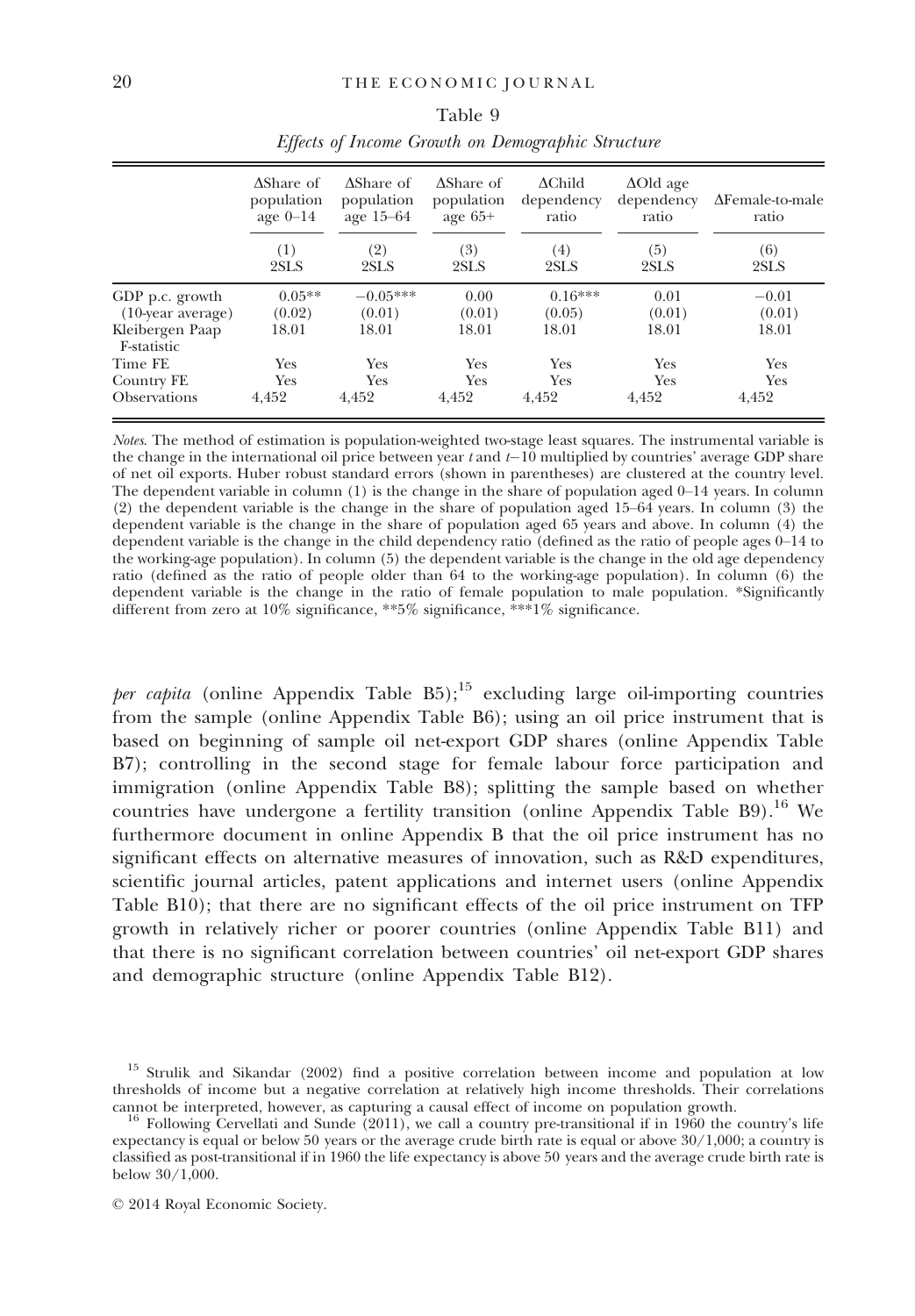Table 9

*Effects of Income Growth on Demographic Structure*

| | ΔShare of population age 0–14 | ΔShare of population age 15–64 | ΔShare of population age 65+ | ΔChild dependency ratio | ΔOld age dependency ratio | ΔFemale-to-male ratio |
|---|---|---|---|---|---|---|
| | (1) 2SLS | (2) 2SLS | (3) 2SLS | (4) 2SLS | (5) 2SLS | (6) 2SLS |
| GDP p.c. growth (10-year average) | 0.05** | −0.05*** | 0.00 | 0.16*** | 0.01 | −0.01 |
| | (0.02) | (0.01) | (0.01) | (0.05) | (0.01) | (0.01) |
| Kleibergen Paap F-statistic | 18.01 | 18.01 | 18.01 | 18.01 | 18.01 | 18.01 |
| Time FE | Yes | Yes | Yes | Yes | Yes | Yes |
| Country FE | Yes | Yes | Yes | Yes | Yes | Yes |
| Observations | 4,452 | 4,452 | 4,452 | 4,452 | 4,452 | 4,452 |

*Notes*. The method of estimation is population-weighted two-stage least squares. The instrumental variable is the change in the international oil price between year $t$ and $t$−10 multiplied by countries' average GDP share of net oil exports. Huber robust standard errors (shown in parentheses) are clustered at the country level. The dependent variable in column (1) is the change in the share of population aged 0–14 years. In column (2) the dependent variable is the change in the share of population aged 15–64 years. In column (3) the dependent variable is the change in the share of population aged 65 years and above. In column (4) the dependent variable is the change in the child dependency ratio (defined as the ratio of people ages 0–14 to the working-age population). In column (5) the dependent variable is the change in the old age dependency ratio (defined as the ratio of people older than 64 to the working-age population). In column (6) the dependent variable is the change in the ratio of female population to male population. *Significantly different from zero at 10% significance, **5% significance, ***1% significance.

*per capita* (online Appendix Table B5);[15] excluding large oil-importing countries from the sample (online Appendix Table B6); using an oil price instrument that is based on beginning of sample oil net-export GDP shares (online Appendix Table B7); controlling in the second stage for female labour force participation and immigration (online Appendix Table B8); splitting the sample based on whether countries have undergone a fertility transition (online Appendix Table B9).[16] We furthermore document in online Appendix B that the oil price instrument has no significant effects on alternative measures of innovation, such as R&D expenditures, scientific journal articles, patent applications and internet users (online Appendix Table B10); that there are no significant effects of the oil price instrument on TFP growth in relatively richer or poorer countries (online Appendix Table B11) and that there is no significant correlation between countries' oil net-export GDP shares and demographic structure (online Appendix Table B12).

[15] Strulik and Sikandar (2002) find a positive correlation between income and population at low thresholds of income but a negative correlation at relatively high income thresholds. Their correlations cannot be interpreted, however, as capturing a causal effect of income on population growth.

[16] Following Cervellati and Sunde (2011), we call a country pre-transitional if in 1960 the country's life expectancy is equal or below 50 years or the average crude birth rate is equal or above 30/1,000; a country is classified as post-transitional if in 1960 the life expectancy is above 50 years and the average crude birth rate is below 30/1,000.

© 2014 Royal Economic Society.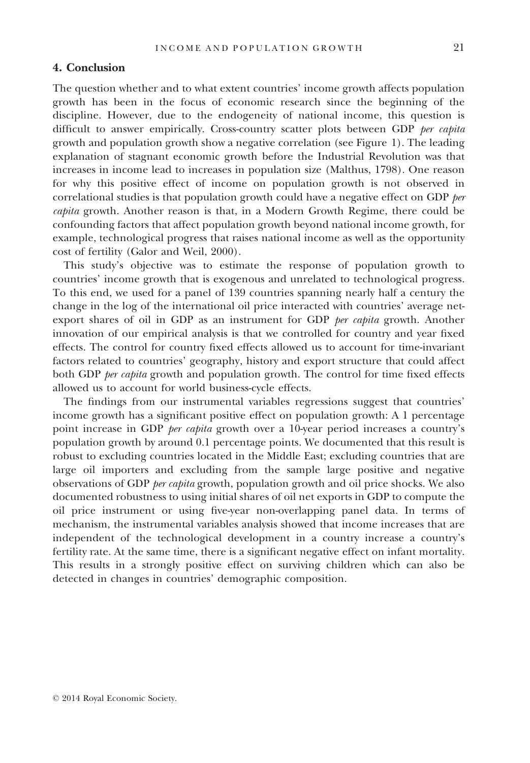## 4. Conclusion

The question whether and to what extent countries' income growth affects population growth has been in the focus of economic research since the beginning of the discipline. However, due to the endogeneity of national income, this question is difficult to answer empirically. Cross-country scatter plots between GDP *per capita* growth and population growth show a negative correlation (see Figure 1). The leading explanation of stagnant economic growth before the Industrial Revolution was that increases in income lead to increases in population size (Malthus, 1798). One reason for why this positive effect of income on population growth is not observed in correlational studies is that population growth could have a negative effect on GDP *per capita* growth. Another reason is that, in a Modern Growth Regime, there could be confounding factors that affect population growth beyond national income growth, for example, technological progress that raises national income as well as the opportunity cost of fertility (Galor and Weil, 2000).

This study's objective was to estimate the response of population growth to countries' income growth that is exogenous and unrelated to technological progress. To this end, we used for a panel of 139 countries spanning nearly half a century the change in the log of the international oil price interacted with countries' average net-export shares of oil in GDP as an instrument for GDP *per capita* growth. Another innovation of our empirical analysis is that we controlled for country and year fixed effects. The control for country fixed effects allowed us to account for time-invariant factors related to countries' geography, history and export structure that could affect both GDP *per capita* growth and population growth. The control for time fixed effects allowed us to account for world business-cycle effects.

The findings from our instrumental variables regressions suggest that countries' income growth has a significant positive effect on population growth: A 1 percentage point increase in GDP *per capita* growth over a 10-year period increases a country's population growth by around 0.1 percentage points. We documented that this result is robust to excluding countries located in the Middle East; excluding countries that are large oil importers and excluding from the sample large positive and negative observations of GDP *per capita* growth, population growth and oil price shocks. We also documented robustness to using initial shares of oil net exports in GDP to compute the oil price instrument or using five-year non-overlapping panel data. In terms of mechanism, the instrumental variables analysis showed that income increases that are independent of the technological development in a country increase a country's fertility rate. At the same time, there is a significant negative effect on infant mortality. This results in a strongly positive effect on surviving children which can also be detected in changes in countries' demographic composition.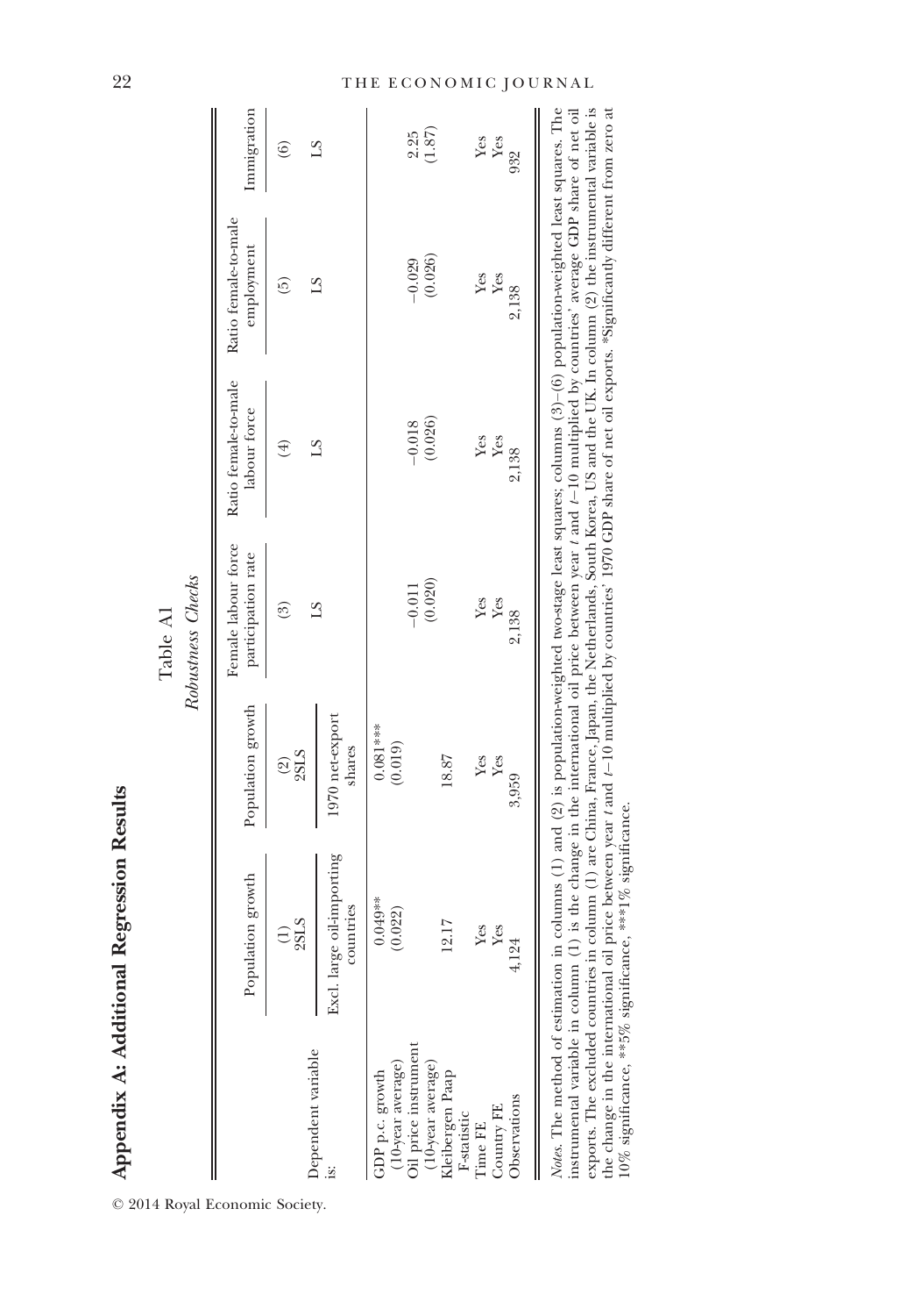## Appendix A: Additional Regression Results

Table A1

*Robustness Checks*

| | Population growth | Population growth | Female labour force participation rate | Ratio female-to-male labour force | Ratio female-to-male employment | Immigration |
|---|---|---|---|---|---|---|
| | (1) 2SLS | (2) 2SLS | (3) LS | (4) LS | (5) LS | (6) LS |
| Dependent variable is: | Excl. large oil-importing countries | 1970 net-export shares | | | | |
| GDP p.c. growth (10-year average) | 0.049** (0.022) | 0.081*** (0.019) | | | | |
| Oil price instrument (10-year average) | | | −0.011 (0.020) | −0.018 (0.026) | −0.029 (0.026) | 2.25 (1.87) |
| Kleibergen Paap F-statistic | 12.17 | 18.87 | | | | |
| Time FE | Yes | Yes | Yes | Yes | Yes | Yes |
| Country FE | Yes | Yes | Yes | Yes | Yes | Yes |
| Observations | 4,124 | 3,959 | 2,138 | 2,138 | 2,138 | 932 |

*Notes*. The method of estimation in columns (1) and (2) is population-weighted two-stage least squares; columns (3)–(6) population-weighted least squares. The instrumental variable in column (1) is the change in the international oil price between year $t$ and $t-10$ multiplied by countries' average GDP share of net oil exports. The excluded countries in column (1) are China, France, Japan, the Netherlands, South Korea, US and the UK. In column (2) the instrumental variable is the change in the international oil price between year $t$ and $t-10$ multiplied by countries' 1970 GDP share of net oil exports. *Significantly different from zero at 10% significance, **5% significance, ***1% significance.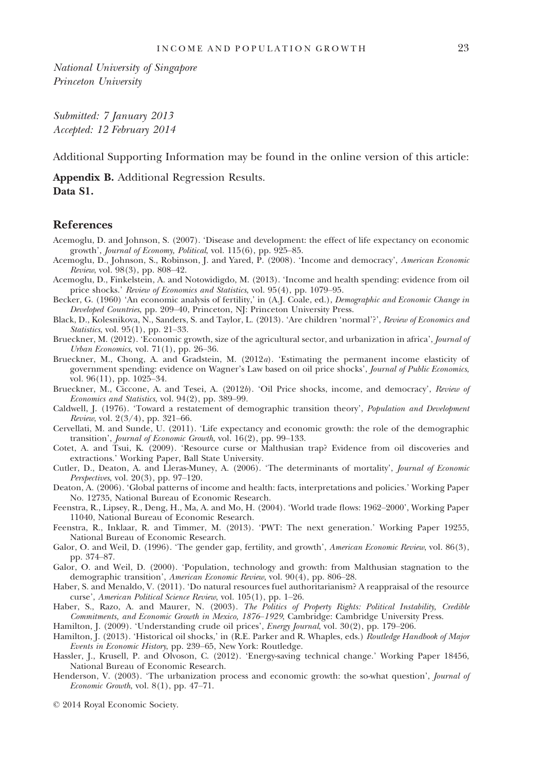*National University of Singapore*
*Princeton University*

*Submitted: 7 January 2013*
*Accepted: 12 February 2014*

Additional Supporting Information may be found in the online version of this article:

**Appendix B.** Additional Regression Results.
**Data S1.**

## References

Acemoglu, D. and Johnson, S. (2007). 'Disease and development: the effect of life expectancy on economic growth', *Journal of Economy, Political*, vol. 115(6), pp. 925–85.

Acemoglu, D., Johnson, S., Robinson, J. and Yared, P. (2008). 'Income and democracy', *American Economic Review*, vol. 98(3), pp. 808–42.

Acemoglu, D., Finkelstein, A. and Notowidigdo, M. (2013). 'Income and health spending: evidence from oil price shocks.' *Review of Economics and Statistics*, vol. 95(4), pp. 1079–95.

Becker, G. (1960) 'An economic analysis of fertility,' in (A.J. Coale, ed.), *Demographic and Economic Change in Developed Countries*, pp. 209–40, Princeton, NJ: Princeton University Press.

Black, D., Kolesnikova, N., Sanders, S. and Taylor, L. (2013). 'Are children 'normal'?', *Review of Economics and Statistics*, vol. 95(1), pp. 21–33.

Brueckner, M. (2012). 'Economic growth, size of the agricultural sector, and urbanization in africa', *Journal of Urban Economics*, vol. 71(1), pp. 26–36.

Brueckner, M., Chong, A. and Gradstein, M. (2012*a*). 'Estimating the permanent income elasticity of government spending: evidence on Wagner's Law based on oil price shocks', *Journal of Public Economics*, vol. 96(11), pp. 1025–34.

Brueckner, M., Ciccone, A. and Tesei, A. (2012*b*). 'Oil Price shocks, income, and democracy', *Review of Economics and Statistics*, vol. 94(2), pp. 389–99.

Caldwell, J. (1976). 'Toward a restatement of demographic transition theory', *Population and Development Review*, vol. 2(3/4), pp. 321–66.

Cervellati, M. and Sunde, U. (2011). 'Life expectancy and economic growth: the role of the demographic transition', *Journal of Economic Growth*, vol. 16(2), pp. 99–133.

Cotet, A. and Tsui, K. (2009). 'Resource curse or Malthusian trap? Evidence from oil discoveries and extractions.' Working Paper, Ball State University.

Cutler, D., Deaton, A. and Lleras-Muney, A. (2006). 'The determinants of mortality', *Journal of Economic Perspectives*, vol. 20(3), pp. 97–120.

Deaton, A. (2006). 'Global patterns of income and health: facts, interpretations and policies.' Working Paper No. 12735, National Bureau of Economic Research.

Feenstra, R., Lipsey, R., Deng, H., Ma, A. and Mo, H. (2004). 'World trade flows: 1962–2000', Working Paper 11040, National Bureau of Economic Research.

Feenstra, R., Inklaar, R. and Timmer, M. (2013). 'PWT: The next generation.' Working Paper 19255, National Bureau of Economic Research.

Galor, O. and Weil, D. (1996). 'The gender gap, fertility, and growth', *American Economic Review*, vol. 86(3), pp. 374–87.

Galor, O. and Weil, D. (2000). 'Population, technology and growth: from Malthusian stagnation to the demographic transition', *American Economic Review*, vol. 90(4), pp. 806–28.

Haber, S. and Menaldo, V. (2011). 'Do natural resources fuel authoritarianism? A reappraisal of the resource curse', *American Political Science Review*, vol. 105(1), pp. 1–26.

Haber, S., Razo, A. and Maurer, N. (2003). *The Politics of Property Rights: Political Instability, Credible Commitments, and Economic Growth in Mexico, 1876–1929*, Cambridge: Cambridge University Press.

Hamilton, J. (2009). 'Understanding crude oil prices', *Energy Journal*, vol. 30(2), pp. 179–206.

Hamilton, J. (2013). 'Historical oil shocks,' in (R.E. Parker and R. Whaples, eds.) *Routledge Handbook of Major Events in Economic History*, pp. 239–65, New York: Routledge.

Hassler, J., Krusell, P. and Olvoson, C. (2012). 'Energy-saving technical change.' Working Paper 18456, National Bureau of Economic Research.

Henderson, V. (2003). 'The urbanization process and economic growth: the so-what question', *Journal of Economic Growth*, vol. 8(1), pp. 47–71.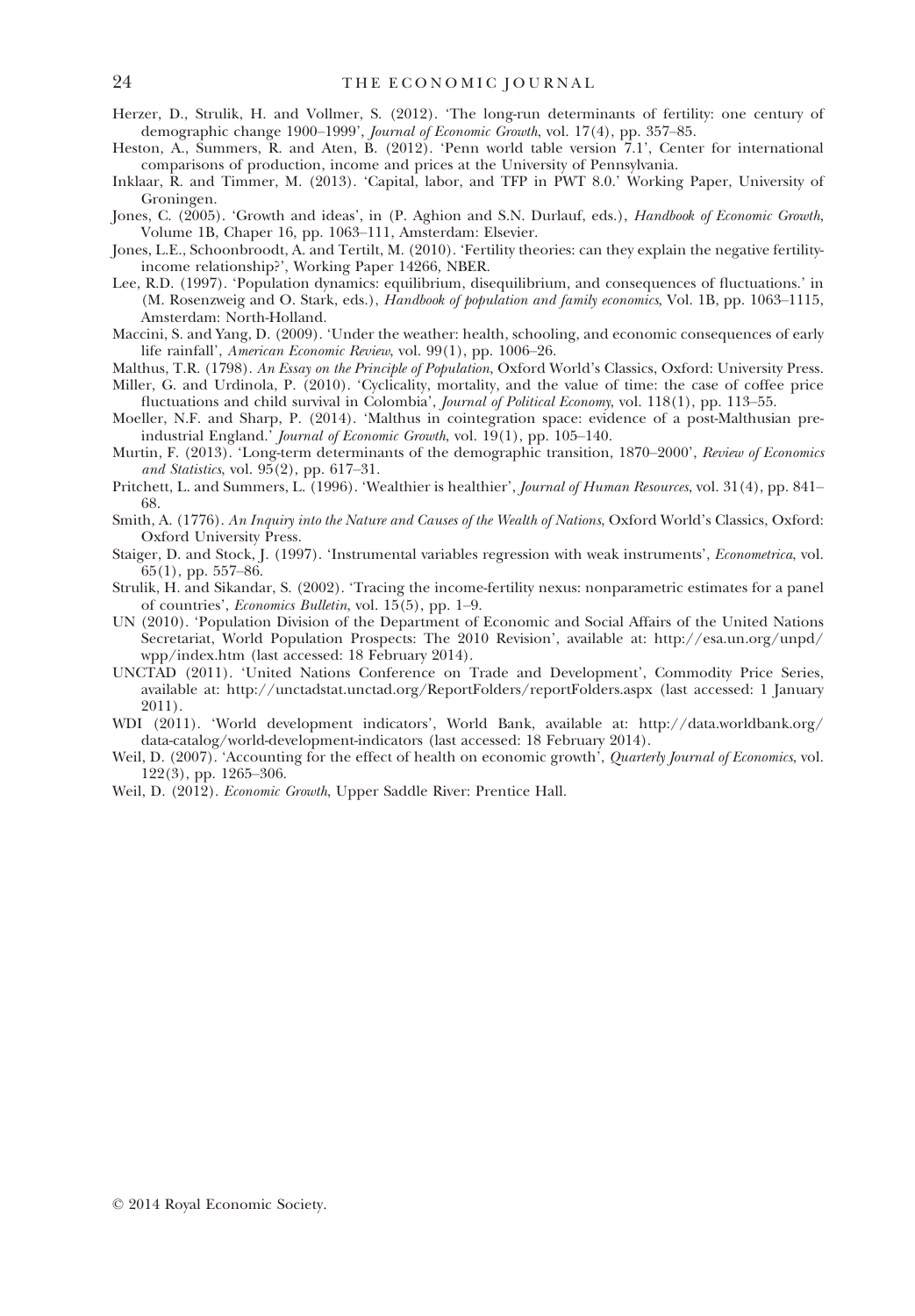Herzer, D., Strulik, H. and Vollmer, S. (2012). 'The long-run determinants of fertility: one century of demographic change 1900–1999', *Journal of Economic Growth*, vol. 17(4), pp. 357–85.

Heston, A., Summers, R. and Aten, B. (2012). 'Penn world table version 7.1', Center for international comparisons of production, income and prices at the University of Pennsylvania.

Inklaar, R. and Timmer, M. (2013). 'Capital, labor, and TFP in PWT 8.0.' Working Paper, University of Groningen.

Jones, C. (2005). 'Growth and ideas', in (P. Aghion and S.N. Durlauf, eds.), *Handbook of Economic Growth*, Volume 1B, Chaper 16, pp. 1063–111, Amsterdam: Elsevier.

Jones, L.E., Schoonbroodt, A. and Tertilt, M. (2010). 'Fertility theories: can they explain the negative fertility-income relationship?', Working Paper 14266, NBER.

Lee, R.D. (1997). 'Population dynamics: equilibrium, disequilibrium, and consequences of fluctuations.' in (M. Rosenzweig and O. Stark, eds.), *Handbook of population and family economics*, Vol. 1B, pp. 1063–1115, Amsterdam: North-Holland.

Maccini, S. and Yang, D. (2009). 'Under the weather: health, schooling, and economic consequences of early life rainfall', *American Economic Review*, vol. 99(1), pp. 1006–26.

Malthus, T.R. (1798). *An Essay on the Principle of Population*, Oxford World's Classics, Oxford: University Press.

Miller, G. and Urdinola, P. (2010). 'Cyclicality, mortality, and the value of time: the case of coffee price fluctuations and child survival in Colombia', *Journal of Political Economy*, vol. 118(1), pp. 113–55.

Moeller, N.F. and Sharp, P. (2014). 'Malthus in cointegration space: evidence of a post-Malthusian pre-industrial England.' *Journal of Economic Growth*, vol. 19(1), pp. 105–140.

Murtin, F. (2013). 'Long-term determinants of the demographic transition, 1870–2000', *Review of Economics and Statistics*, vol. 95(2), pp. 617–31.

Pritchett, L. and Summers, L. (1996). 'Wealthier is healthier', *Journal of Human Resources*, vol. 31(4), pp. 841–68.

Smith, A. (1776). *An Inquiry into the Nature and Causes of the Wealth of Nations*, Oxford World's Classics, Oxford: Oxford University Press.

Staiger, D. and Stock, J. (1997). 'Instrumental variables regression with weak instruments', *Econometrica*, vol. 65(1), pp. 557–86.

Strulik, H. and Sikandar, S. (2002). 'Tracing the income-fertility nexus: nonparametric estimates for a panel of countries', *Economics Bulletin*, vol. 15(5), pp. 1–9.

UN (2010). 'Population Division of the Department of Economic and Social Affairs of the United Nations Secretariat, World Population Prospects: The 2010 Revision', available at: http://esa.un.org/unpd/wpp/index.htm (last accessed: 18 February 2014).

UNCTAD (2011). 'United Nations Conference on Trade and Development', Commodity Price Series, available at: http://unctadstat.unctad.org/ReportFolders/reportFolders.aspx (last accessed: 1 January 2011).

WDI (2011). 'World development indicators', World Bank, available at: http://data.worldbank.org/data-catalog/world-development-indicators (last accessed: 18 February 2014).

Weil, D. (2007). 'Accounting for the effect of health on economic growth', *Quarterly Journal of Economics*, vol. 122(3), pp. 1265–306.

Weil, D. (2012). *Economic Growth*, Upper Saddle River: Prentice Hall.